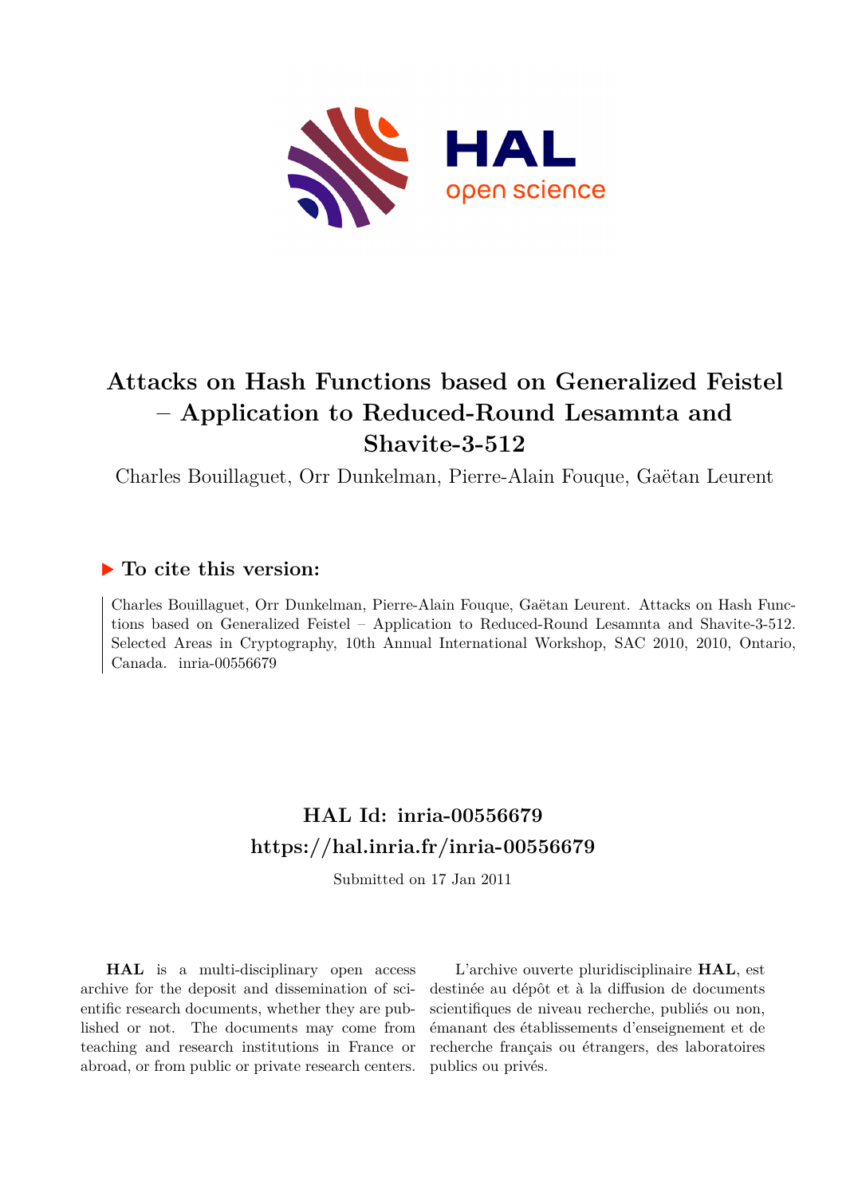# Attacks on Hash Functions based on Generalized Feistel – Application to Reduced-Round Lesamnta and Shavite-3-512

Charles Bouillaguet, Orr Dunkelman, Pierre-Alain Fouque, Gaëtan Leurent

## ▶ To cite this version:

Charles Bouillaguet, Orr Dunkelman, Pierre-Alain Fouque, Gaëtan Leurent. Attacks on Hash Functions based on Generalized Feistel – Application to Reduced-Round Lesamnta and Shavite-3-512. Selected Areas in Cryptography, 10th Annual International Workshop, SAC 2010, 2010, Ontario, Canada. inria-00556679

## HAL Id: inria-00556679

## https://hal.inria.fr/inria-00556679

Submitted on 17 Jan 2011

**HAL** is a multi-disciplinary open access archive for the deposit and dissemination of scientific research documents, whether they are published or not. The documents may come from teaching and research institutions in France or abroad, or from public or private research centers.

L'archive ouverte pluridisciplinaire **HAL**, est destinée au dépôt et à la diffusion de documents scientifiques de niveau recherche, publiés ou non, émanant des établissements d'enseignement et de recherche français ou étrangers, des laboratoires publics ou privés.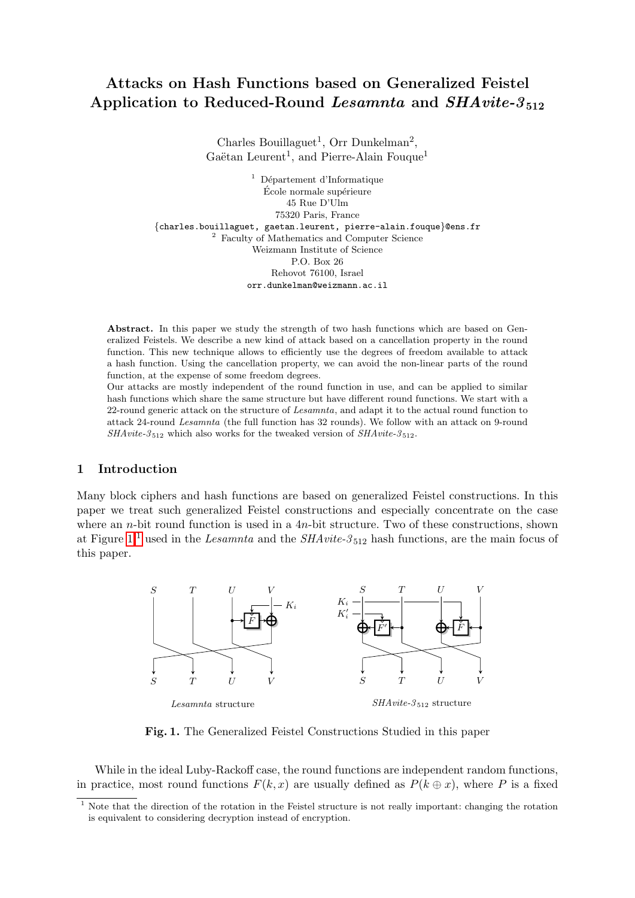# Attacks on Hash Functions based on Generalized Feistel Application to Reduced-Round *Lesamnta* and *SHAvite-3*$_{512}$

Charles Bouillaguet[1], Orr Dunkelman[2], Gaëtan Leurent[1], and Pierre-Alain Fouque[1]

[1] Département d'Informatique
École normale supérieure
45 Rue D'Ulm
75320 Paris, France
{charles.bouillaguet, gaetan.leurent, pierre-alain.fouque}@ens.fr

[2] Faculty of Mathematics and Computer Science
Weizmann Institute of Science
P.O. Box 26
Rehovot 76100, Israel
orr.dunkelman@weizmann.ac.il

**Abstract.** In this paper we study the strength of two hash functions which are based on Generalized Feistels. We describe a new kind of attack based on a cancellation property in the round function. This new technique allows to efficiently use the degrees of freedom available to attack a hash function. Using the cancellation property, we can avoid the non-linear parts of the round function, at the expense of some freedom degrees.

Our attacks are mostly independent of the round function in use, and can be applied to similar hash functions which share the same structure but have different round functions. We start with a 22-round generic attack on the structure of *Lesamnta*, and adapt it to the actual round function to attack 24-round *Lesamnta* (the full function has 32 rounds). We follow with an attack on 9-round *SHAvite-3*$_{512}$ which also works for the tweaked version of *SHAvite-3*$_{512}$.

## 1 Introduction

Many block ciphers and hash functions are based on generalized Feistel constructions. In this paper we treat such generalized Feistel constructions and especially concentrate on the case where an $n$-bit round function is used in a $4n$-bit structure. Two of these constructions, shown at Figure 1[1] used in the *Lesamnta* and the *SHAvite-3*$_{512}$ hash functions, are the main focus of this paper.

*Lesamnta* structure

*SHAvite-3*$_{512}$ structure

**Fig. 1.** The Generalized Feistel Constructions Studied in this paper

While in the ideal Luby-Rackoff case, the round functions are independent random functions, in practice, most round functions $F(k, x)$ are usually defined as $P(k \oplus x)$, where $P$ is a fixed

[1] Note that the direction of the rotation in the Feistel structure is not really important: changing the rotation is equivalent to considering decryption instead of encryption.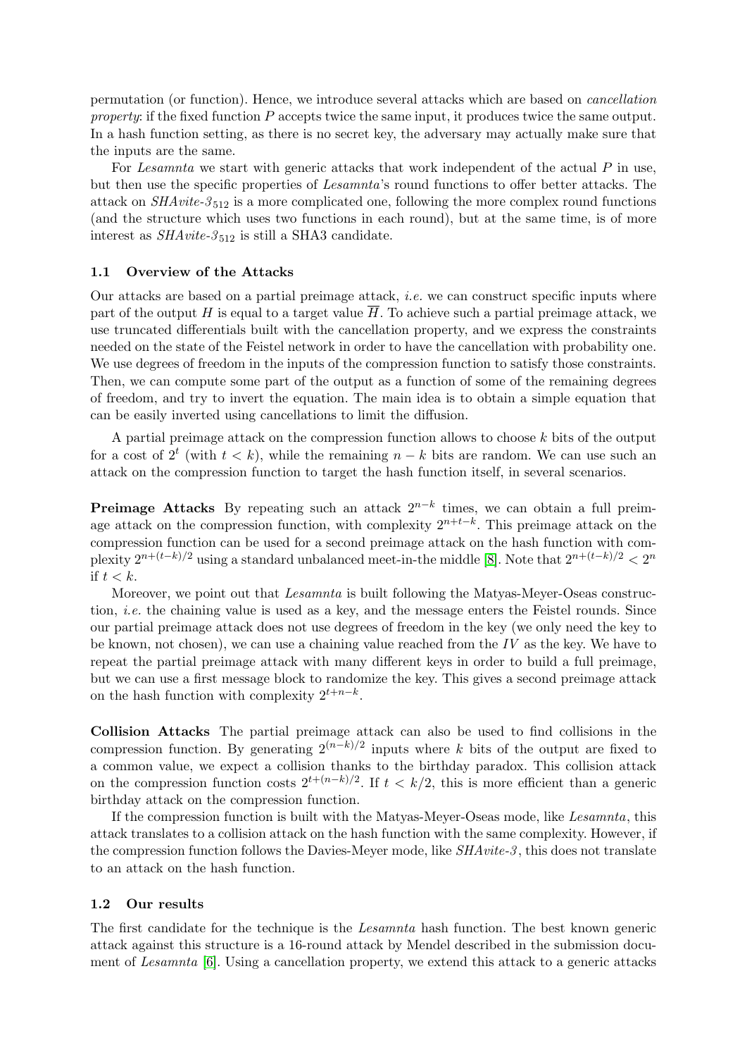permutation (or function). Hence, we introduce several attacks which are based on *cancellation property*: if the fixed function $P$ accepts twice the same input, it produces twice the same output. In a hash function setting, as there is no secret key, the adversary may actually make sure that the inputs are the same.

For *Lesamnta* we start with generic attacks that work independent of the actual $P$ in use, but then use the specific properties of *Lesamnta*'s round functions to offer better attacks. The attack on *SHAvite-3*$_{512}$ is a more complicated one, following the more complex round functions (and the structure which uses two functions in each round), but at the same time, is of more interest as *SHAvite-3*$_{512}$ is still a SHA3 candidate.

### 1.1 Overview of the Attacks

Our attacks are based on a partial preimage attack, *i.e.* we can construct specific inputs where part of the output $H$ is equal to a target value $\overline{H}$. To achieve such a partial preimage attack, we use truncated differentials built with the cancellation property, and we express the constraints needed on the state of the Feistel network in order to have the cancellation with probability one. We use degrees of freedom in the inputs of the compression function to satisfy those constraints. Then, we can compute some part of the output as a function of some of the remaining degrees of freedom, and try to invert the equation. The main idea is to obtain a simple equation that can be easily inverted using cancellations to limit the diffusion.

A partial preimage attack on the compression function allows to choose $k$ bits of the output for a cost of $2^t$ (with $t < k$), while the remaining $n - k$ bits are random. We can use such an attack on the compression function to target the hash function itself, in several scenarios.

**Preimage Attacks** By repeating such an attack $2^{n-k}$ times, we can obtain a full preimage attack on the compression function, with complexity $2^{n+t-k}$. This preimage attack on the compression function can be used for a second preimage attack on the hash function with complexity $2^{n+(t-k)/2}$ using a standard unbalanced meet-in-the middle [8]. Note that $2^{n+(t-k)/2} < 2^n$ if $t < k$.

Moreover, we point out that *Lesamnta* is built following the Matyas-Meyer-Oseas construction, *i.e.* the chaining value is used as a key, and the message enters the Feistel rounds. Since our partial preimage attack does not use degrees of freedom in the key (we only need the key to be known, not chosen), we can use a chaining value reached from the $IV$ as the key. We have to repeat the partial preimage attack with many different keys in order to build a full preimage, but we can use a first message block to randomize the key. This gives a second preimage attack on the hash function with complexity $2^{t+n-k}$.

**Collision Attacks** The partial preimage attack can also be used to find collisions in the compression function. By generating $2^{(n-k)/2}$ inputs where $k$ bits of the output are fixed to a common value, we expect a collision thanks to the birthday paradox. This collision attack on the compression function costs $2^{t+(n-k)/2}$. If $t < k/2$, this is more efficient than a generic birthday attack on the compression function.

If the compression function is built with the Matyas-Meyer-Oseas mode, like *Lesamnta*, this attack translates to a collision attack on the hash function with the same complexity. However, if the compression function follows the Davies-Meyer mode, like *SHAvite-3*, this does not translate to an attack on the hash function.

### 1.2 Our results

The first candidate for the technique is the *Lesamnta* hash function. The best known generic attack against this structure is a 16-round attack by Mendel described in the submission document of *Lesamnta* [6]. Using a cancellation property, we extend this attack to a generic attacks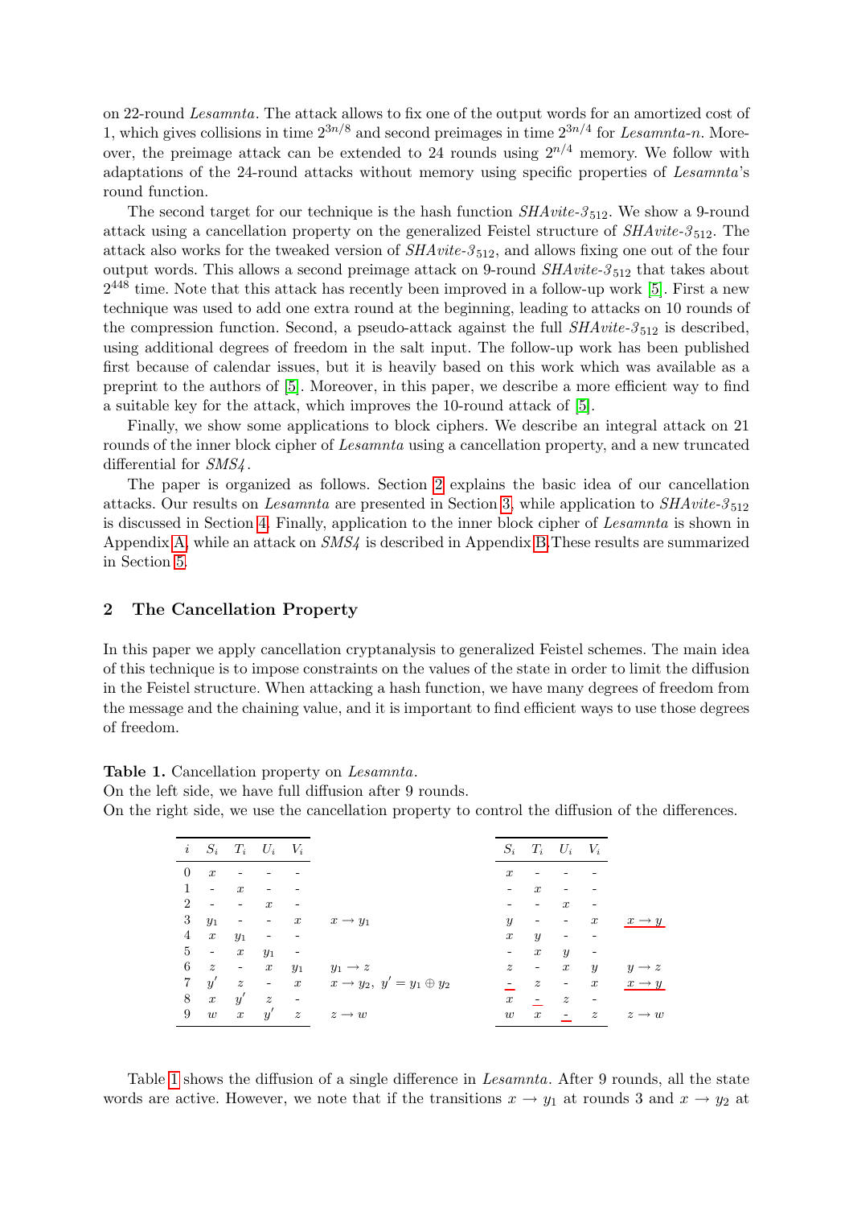on 22-round *Lesamnta*. The attack allows to fix one of the output words for an amortized cost of 1, which gives collisions in time $2^{3n/8}$ and second preimages in time $2^{3n/4}$ for *Lesamnta-n*. Moreover, the preimage attack can be extended to 24 rounds using $2^{n/4}$ memory. We follow with adaptations of the 24-round attacks without memory using specific properties of *Lesamnta*'s round function.

The second target for our technique is the hash function *SHAvite-3*$_{512}$. We show a 9-round attack using a cancellation property on the generalized Feistel structure of *SHAvite-3*$_{512}$. The attack also works for the tweaked version of *SHAvite-3*$_{512}$, and allows fixing one out of the four output words. This allows a second preimage attack on 9-round *SHAvite-3*$_{512}$ that takes about $2^{448}$ time. Note that this attack has recently been improved in a follow-up work [5]. First a new technique was used to add one extra round at the beginning, leading to attacks on 10 rounds of the compression function. Second, a pseudo-attack against the full *SHAvite-3*$_{512}$ is described, using additional degrees of freedom in the salt input. The follow-up work has been published first because of calendar issues, but it is heavily based on this work which was available as a preprint to the authors of [5]. Moreover, in this paper, we describe a more efficient way to find a suitable key for the attack, which improves the 10-round attack of [5].

Finally, we show some applications to block ciphers. We describe an integral attack on 21 rounds of the inner block cipher of *Lesamnta* using a cancellation property, and a new truncated differential for *SMS4*.

The paper is organized as follows. Section 2 explains the basic idea of our cancellation attacks. Our results on *Lesamnta* are presented in Section 3, while application to *SHAvite-3*$_{512}$ is discussed in Section 4. Finally, application to the inner block cipher of *Lesamnta* is shown in Appendix A, while an attack on *SMS4* is described in Appendix B.These results are summarized in Section 5.

## 2 The Cancellation Property

In this paper we apply cancellation cryptanalysis to generalized Feistel schemes. The main idea of this technique is to impose constraints on the values of the state in order to limit the diffusion in the Feistel structure. When attacking a hash function, we have many degrees of freedom from the message and the chaining value, and it is important to find efficient ways to use those degrees of freedom.

**Table 1.** Cancellation property on *Lesamnta*.
On the left side, we have full diffusion after 9 rounds.
On the right side, we use the cancellation property to control the diffusion of the differences.

| $i$ | $S_i$ | $T_i$ | $U_i$ | $V_i$ | | $S_i$ | $T_i$ | $U_i$ | $V_i$ | |
|---|---|---|---|---|---|---|---|---|---|---|
| 0 | $x$ | - | - | - | | $x$ | - | - | - | |
| 1 | - | $x$ | - | - | | - | $x$ | - | - | |
| 2 | - | - | $x$ | - | | - | - | $x$ | - | |
| 3 | $y_1$ | - | - | $x$ | $x \to y_1$ | $y$ | - | - | $x$ | $\underline{x \to y}$ |
| 4 | $x$ | $y_1$ | - | - | | $x$ | $y$ | - | - | |
| 5 | - | $x$ | $y_1$ | - | | - | $x$ | $y$ | - | |
| 6 | $z$ | - | $x$ | $y_1$ | $y_1 \to z$ | $z$ | - | $x$ | $y$ | $y \to z$ |
| 7 | $y'$ | $z$ | - | $x$ | $x \to y_2,\ y' = y_1 \oplus y_2$ | $\underline{-}$ | $z$ | - | $x$ | $\underline{x \to y}$ |
| 8 | $x$ | $y'$ | $z$ | - | | $x$ | $\underline{-}$ | $z$ | - | |
| 9 | $w$ | $x$ | $y'$ | $z$ | $z \to w$ | $w$ | $x$ | $\underline{-}$ | $z$ | $z \to w$ |

Table 1 shows the diffusion of a single difference in *Lesamnta*. After 9 rounds, all the state words are active. However, we note that if the transitions $x \to y_1$ at rounds 3 and $x \to y_2$ at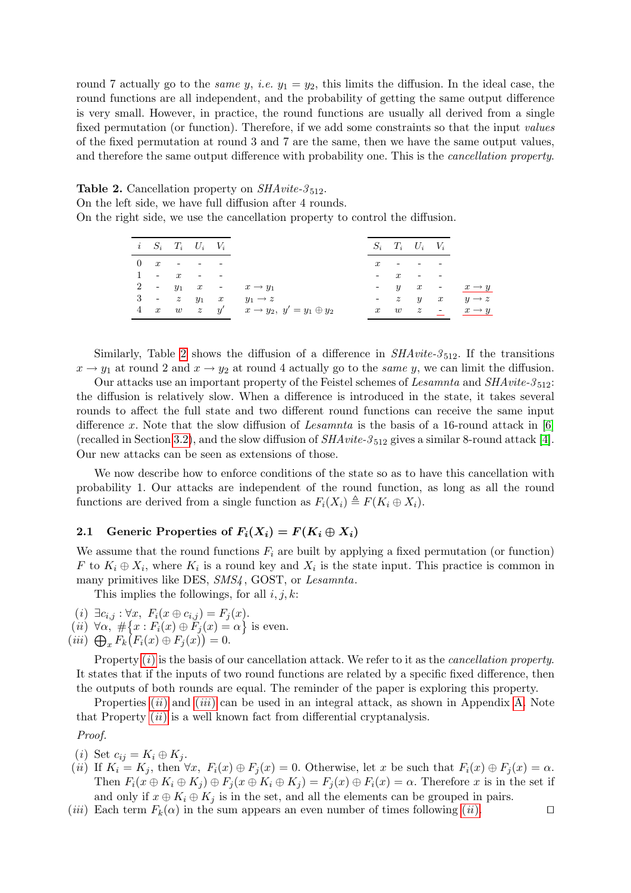round 7 actually go to the *same* $y$, *i.e.* $y_1 = y_2$, this limits the diffusion. In the ideal case, the round functions are all independent, and the probability of getting the same output difference is very small. However, in practice, the round functions are usually all derived from a single fixed permutation (or function). Therefore, if we add some constraints so that the input *values* of the fixed permutation at round 3 and 7 are the same, then we have the same output values, and therefore the same output difference with probability one. This is the *cancellation property*.

**Table 2.** Cancellation property on *SHAvite-3*$_{512}$.
On the left side, we have full diffusion after 4 rounds.
On the right side, we use the cancellation property to control the diffusion.

| $i$ | $S_i$ | $T_i$ | $U_i$ | $V_i$ | | $S_i$ | $T_i$ | $U_i$ | $V_i$ | |
|---|---|---|---|---|---|---|---|---|---|---|
| 0 | $x$ | - | - | - | | $x$ | - | - | - | |
| 1 | - | $x$ | - | - | | - | $x$ | - | - | |
| 2 | - | $y_1$ | $x$ | - | $x \to y_1$ | - | $y$ | $x$ | - | $x \to y$ |
| 3 | - | $z$ | $y_1$ | $x$ | $y_1 \to z$ | - | $z$ | $y$ | $x$ | $y \to z$ |
| 4 | $x$ | $w$ | $z$ | $y'$ | $x \to y_2,\ y' = y_1 \oplus y_2$ | $x$ | $w$ | $z$ | - | $x \to y$ |

Similarly, Table 2 shows the diffusion of a difference in *SHAvite-3*$_{512}$. If the transitions $x \to y_1$ at round 2 and $x \to y_2$ at round 4 actually go to the *same* $y$, we can limit the diffusion.

Our attacks use an important property of the Feistel schemes of *Lesamnta* and *SHAvite-3*$_{512}$: the diffusion is relatively slow. When a difference is introduced in the state, it takes several rounds to affect the full state and two different round functions can receive the same input difference $x$. Note that the slow diffusion of *Lesamnta* is the basis of a 16-round attack in [6] (recalled in Section 3.2), and the slow diffusion of *SHAvite-3*$_{512}$ gives a similar 8-round attack [4]. Our new attacks can be seen as extensions of those.

We now describe how to enforce conditions of the state so as to have this cancellation with probability 1. Our attacks are independent of the round function, as long as all the round functions are derived from a single function as $F_i(X_i) \triangleq F(K_i \oplus X_i)$.

### 2.1 Generic Properties of $F_i(X_i) = F(K_i \oplus X_i)$

We assume that the round functions $F_i$ are built by applying a fixed permutation (or function) $F$ to $K_i \oplus X_i$, where $K_i$ is a round key and $X_i$ is the state input. This practice is common in many primitives like DES, *SMS4*, GOST, or *Lesamnta*.

This implies the followings, for all $i, j, k$:

(*i*) $\exists c_{i,j} : \forall x,\ F_i(x \oplus c_{i,j}) = F_j(x)$.
(*ii*) $\forall \alpha,\ \#\{x : F_i(x) \oplus F_j(x) = \alpha\}$ is even.
(*iii*) $\bigoplus_x F_k\big(F_i(x) \oplus F_j(x)\big) = 0$.

Property (*i*) is the basis of our cancellation attack. We refer to it as the *cancellation property*. It states that if the inputs of two round functions are related by a specific fixed difference, then the outputs of both rounds are equal. The reminder of the paper is exploring this property.

Properties (*ii*) and (*iii*) can be used in an integral attack, as shown in Appendix A. Note that Property (*ii*) is a well known fact from differential cryptanalysis.

*Proof.*

(*i*) Set $c_{ij} = K_i \oplus K_j$.
(*ii*) If $K_i = K_j$, then $\forall x,\ F_i(x) \oplus F_j(x) = 0$. Otherwise, let $x$ be such that $F_i(x) \oplus F_j(x) = \alpha$. Then $F_i(x \oplus K_i \oplus K_j) \oplus F_j(x \oplus K_i \oplus K_j) = F_j(x) \oplus F_i(x) = \alpha$. Therefore $x$ is in the set if and only if $x \oplus K_i \oplus K_j$ is in the set, and all the elements can be grouped in pairs.
(*iii*) Each term $F_k(\alpha)$ in the sum appears an even number of times following (*ii*). ◻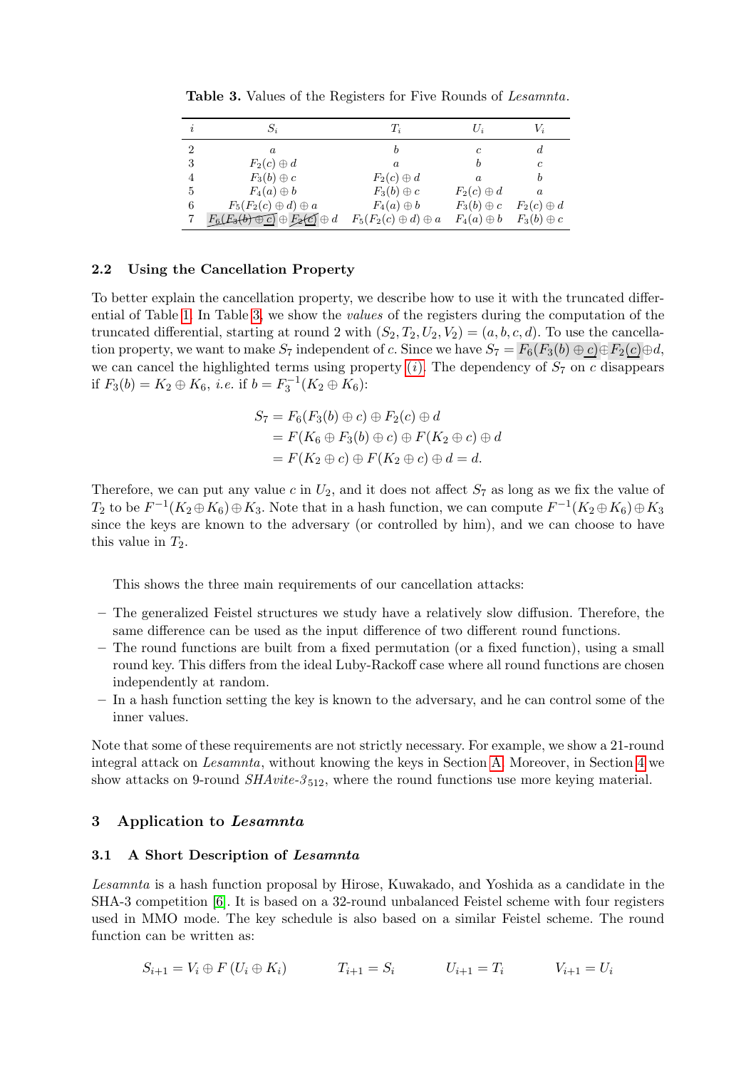**Table 3.** Values of the Registers for Five Rounds of *Lesamnta*.

| $i$ | $S_i$ | $T_i$ | $U_i$ | $V_i$ |
|---|---|---|---|---|
| 2 | $a$ | $b$ | $c$ | $d$ |
| 3 | $F_2(c) \oplus d$ | $a$ | $b$ | $c$ |
| 4 | $F_3(b) \oplus c$ | $F_2(c) \oplus d$ | $a$ | $b$ |
| 5 | $F_4(a) \oplus b$ | $F_3(b) \oplus c$ | $F_2(c) \oplus d$ | $a$ |
| 6 | $F_5(F_2(c) \oplus d) \oplus a$ | $F_4(a) \oplus b$ | $F_3(b) \oplus c$ | $F_2(c) \oplus d$ |
| 7 | $F_6(F_3(b) \oplus c) \oplus F_2(c) \oplus d$ | $F_5(F_2(c) \oplus d) \oplus a$ | $F_4(a) \oplus b$ | $F_3(b) \oplus c$ |

### 2.2 Using the Cancellation Property

To better explain the cancellation property, we describe how to use it with the truncated differential of Table 1. In Table 3, we show the *values* of the registers during the computation of the truncated differential, starting at round 2 with $(S_2, T_2, U_2, V_2) = (a, b, c, d)$. To use the cancellation property, we want to make $S_7$ independent of $c$. Since we have $S_7 = F_6(F_3(b) \oplus c) \oplus F_2(c) \oplus d$, we can cancel the highlighted terms using property (i). The dependency of $S_7$ on $c$ disappears if $F_3(b) = K_2 \oplus K_6$, *i.e.* if $b = F_3^{-1}(K_2 \oplus K_6)$:

$$
\begin{aligned}
S_7 &= F_6(F_3(b) \oplus c) \oplus F_2(c) \oplus d \\
&= F(K_6 \oplus F_3(b) \oplus c) \oplus F(K_2 \oplus c) \oplus d \\
&= F(K_2 \oplus c) \oplus F(K_2 \oplus c) \oplus d = d.
\end{aligned}
$$

Therefore, we can put any value $c$ in $U_2$, and it does not affect $S_7$ as long as we fix the value of $T_2$ to be $F^{-1}(K_2 \oplus K_6) \oplus K_3$. Note that in a hash function, we can compute $F^{-1}(K_2 \oplus K_6) \oplus K_3$ since the keys are known to the adversary (or controlled by him), and we can choose to have this value in $T_2$.

This shows the three main requirements of our cancellation attacks:

- The generalized Feistel structures we study have a relatively slow diffusion. Therefore, the same difference can be used as the input difference of two different round functions.
- The round functions are built from a fixed permutation (or a fixed function), using a small round key. This differs from the ideal Luby-Rackoff case where all round functions are chosen independently at random.
- In a hash function setting the key is known to the adversary, and he can control some of the inner values.

Note that some of these requirements are not strictly necessary. For example, we show a 21-round integral attack on *Lesamnta*, without knowing the keys in Section A. Moreover, in Section 4 we show attacks on 9-round *SHAvite-3*$_{512}$, where the round functions use more keying material.

## 3 Application to *Lesamnta*

### 3.1 A Short Description of *Lesamnta*

*Lesamnta* is a hash function proposal by Hirose, Kuwakado, and Yoshida as a candidate in the SHA-3 competition [6]. It is based on a 32-round unbalanced Feistel scheme with four registers used in MMO mode. The key schedule is also based on a similar Feistel scheme. The round function can be written as:

$$
S_{i+1} = V_i \oplus F(U_i \oplus K_i) \qquad T_{i+1} = S_i \qquad U_{i+1} = T_i \qquad V_{i+1} = U_i
$$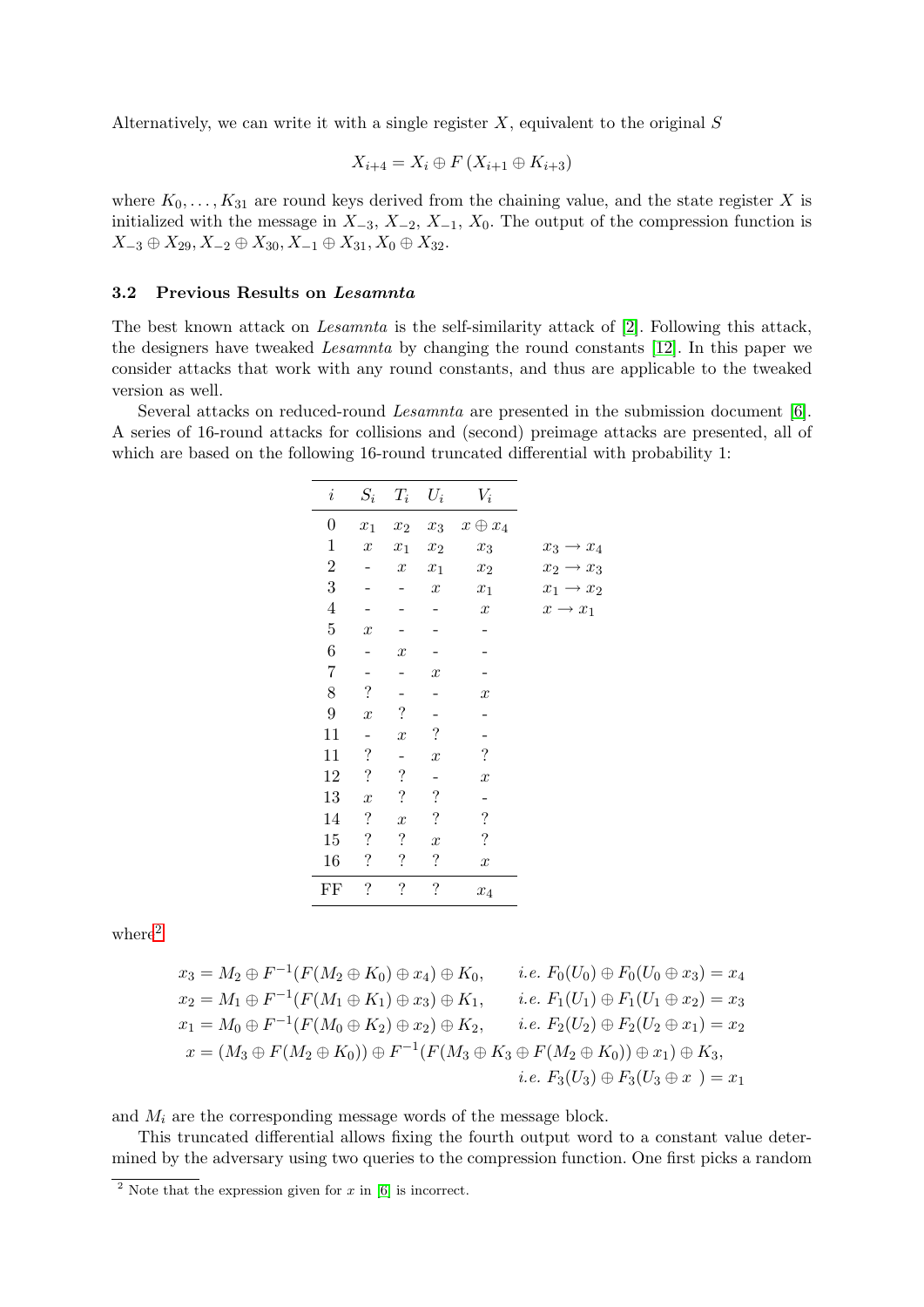Alternatively, we can write it with a single register $X$, equivalent to the original $S$

$$X_{i+4} = X_i \oplus F\left(X_{i+1} \oplus K_{i+3}\right)$$

where $K_0, \ldots, K_{31}$ are round keys derived from the chaining value, and the state register $X$ is initialized with the message in $X_{-3}$, $X_{-2}$, $X_{-1}$, $X_0$. The output of the compression function is $X_{-3} \oplus X_{29}, X_{-2} \oplus X_{30}, X_{-1} \oplus X_{31}, X_0 \oplus X_{32}$.

### 3.2 Previous Results on *Lesamnta*

The best known attack on *Lesamnta* is the self-similarity attack of [2]. Following this attack, the designers have tweaked *Lesamnta* by changing the round constants [12]. In this paper we consider attacks that work with any round constants, and thus are applicable to the tweaked version as well.

Several attacks on reduced-round *Lesamnta* are presented in the submission document [6]. A series of 16-round attacks for collisions and (second) preimage attacks are presented, all of which are based on the following 16-round truncated differential with probability 1:

| $i$ | $S_i$ | $T_i$ | $U_i$ | $V_i$ | |
|---|---|---|---|---|---|
| 0 | $x_1$ | $x_2$ | $x_3$ | $x \oplus x_4$ | |
| 1 | $x$ | $x_1$ | $x_2$ | $x_3$ | $x_3 \to x_4$ |
| 2 | - | $x$ | $x_1$ | $x_2$ | $x_2 \to x_3$ |
| 3 | - | - | $x$ | $x_1$ | $x_1 \to x_2$ |
| 4 | - | - | - | $x$ | $x \to x_1$ |
| 5 | $x$ | - | - | - | |
| 6 | - | $x$ | - | - | |
| 7 | - | - | $x$ | - | |
| 8 | ? | - | - | $x$ | |
| 9 | $x$ | ? | - | - | |
| 11 | - | $x$ | ? | - | |
| 11 | ? | - | $x$ | ? | |
| 12 | ? | ? | - | $x$ | |
| 13 | $x$ | ? | ? | - | |
| 14 | ? | $x$ | ? | ? | |
| 15 | ? | ? | $x$ | ? | |
| 16 | ? | ? | ? | $x$ | |
| FF | ? | ? | ? | $x_4$ | |

where[2]

$$\begin{aligned}
x_3 &= M_2 \oplus F^{-1}(F(M_2 \oplus K_0) \oplus x_4) \oplus K_0, && \textit{i.e. } F_0(U_0) \oplus F_0(U_0 \oplus x_3) = x_4 \\
x_2 &= M_1 \oplus F^{-1}(F(M_1 \oplus K_1) \oplus x_3) \oplus K_1, && \textit{i.e. } F_1(U_1) \oplus F_1(U_1 \oplus x_2) = x_3 \\
x_1 &= M_0 \oplus F^{-1}(F(M_0 \oplus K_2) \oplus x_2) \oplus K_2, && \textit{i.e. } F_2(U_2) \oplus F_2(U_2 \oplus x_1) = x_2 \\
x &= (M_3 \oplus F(M_2 \oplus K_0)) \oplus F^{-1}(F(M_3 \oplus K_3 \oplus F(M_2 \oplus K_0)) \oplus x_1) \oplus K_3, \\
& && \textit{i.e. } F_3(U_3) \oplus F_3(U_3 \oplus x) = x_1
\end{aligned}$$

and $M_i$ are the corresponding message words of the message block.

This truncated differential allows fixing the fourth output word to a constant value determined by the adversary using two queries to the compression function. One first picks a random

[2] Note that the expression given for $x$ in [6] is incorrect.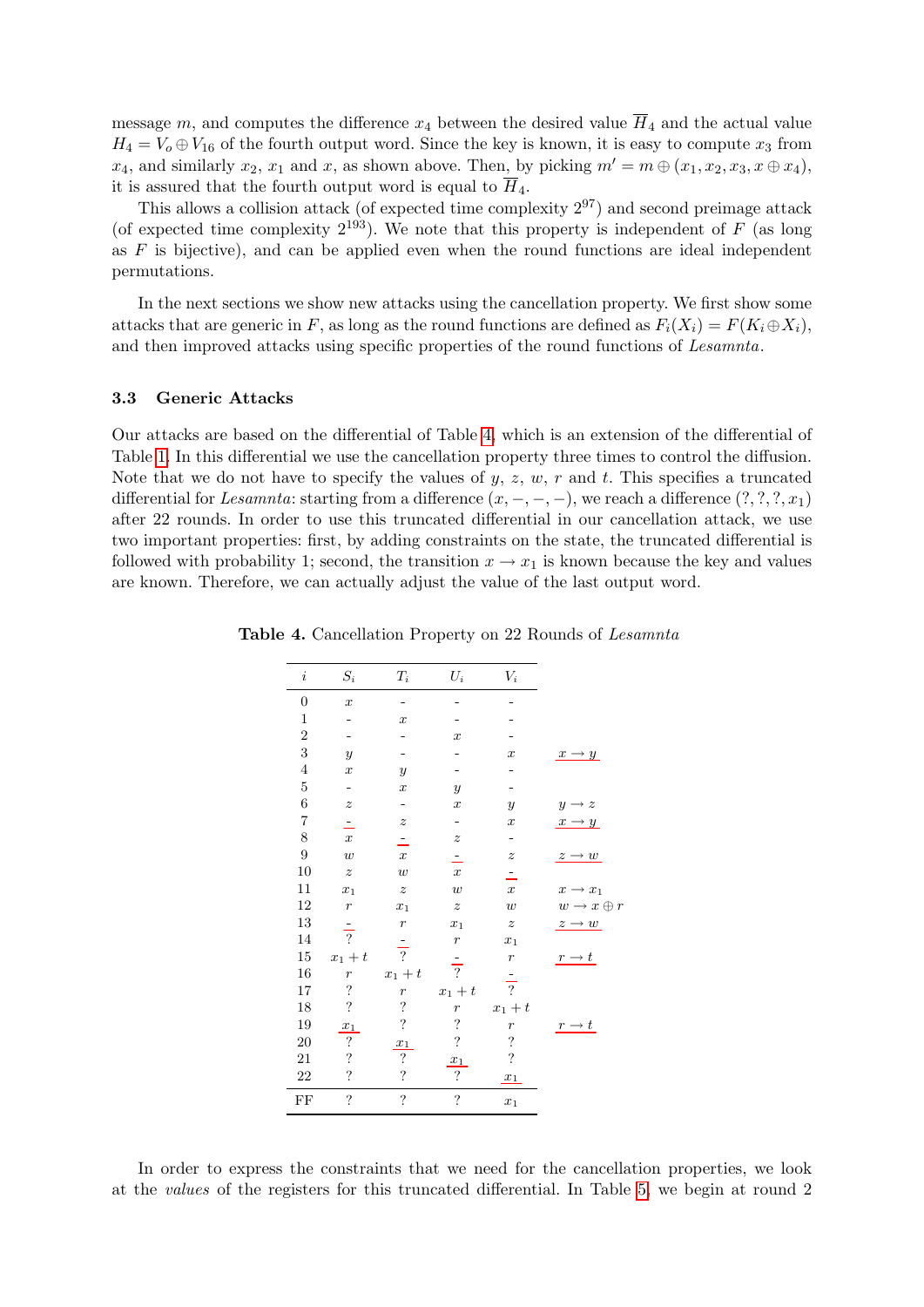message $m$, and computes the difference $x_4$ between the desired value $\overline{H}_4$ and the actual value $H_4 = V_o \oplus V_{16}$ of the fourth output word. Since the key is known, it is easy to compute $x_3$ from $x_4$, and similarly $x_2$, $x_1$ and $x$, as shown above. Then, by picking $m' = m \oplus (x_1, x_2, x_3, x \oplus x_4)$, it is assured that the fourth output word is equal to $\overline{H}_4$.

This allows a collision attack (of expected time complexity $2^{97}$) and second preimage attack (of expected time complexity $2^{193}$). We note that this property is independent of $F$ (as long as $F$ is bijective), and can be applied even when the round functions are ideal independent permutations.

In the next sections we show new attacks using the cancellation property. We first show some attacks that are generic in $F$, as long as the round functions are defined as $F_i(X_i) = F(K_i \oplus X_i)$, and then improved attacks using specific properties of the round functions of *Lesamnta*.

### 3.3 Generic Attacks

Our attacks are based on the differential of Table 4, which is an extension of the differential of Table 1. In this differential we use the cancellation property three times to control the diffusion. Note that we do not have to specify the values of $y$, $z$, $w$, $r$ and $t$. This specifies a truncated differential for *Lesamnta*: starting from a difference $(x, -, -, -)$, we reach a difference $(?, ?, ?, x_1)$ after 22 rounds. In order to use this truncated differential in our cancellation attack, we use two important properties: first, by adding constraints on the state, the truncated differential is followed with probability 1; second, the transition $x \to x_1$ is known because the key and values are known. Therefore, we can actually adjust the value of the last output word.

**Table 4.** Cancellation Property on 22 Rounds of *Lesamnta*

| $i$ | $S_i$ | $T_i$ | $U_i$ | $V_i$ | |
|---|---|---|---|---|---|
| 0 | $x$ | - | - | - | |
| 1 | - | $x$ | - | - | |
| 2 | - | - | $x$ | - | |
| 3 | $y$ | - | - | $x$ | $x \to y$ |
| 4 | $x$ | $y$ | - | - | |
| 5 | - | $x$ | $y$ | - | |
| 6 | $z$ | - | $x$ | $y$ | $y \to z$ |
| 7 | - | $z$ | - | $x$ | $x \to y$ |
| 8 | $x$ | - | $z$ | - | |
| 9 | $w$ | $x$ | - | $z$ | $z \to w$ |
| 10 | $z$ | $w$ | $x$ | - | |
| 11 | $x_1$ | $z$ | $w$ | $x$ | $x \to x_1$ |
| 12 | $r$ | $x_1$ | $z$ | $w$ | $w \to x \oplus r$ |
| 13 | - | $r$ | $x_1$ | $z$ | $z \to w$ |
| 14 | ? | - | $r$ | $x_1$ | |
| 15 | $x_1 + t$ | ? | - | $r$ | $r \to t$ |
| 16 | $r$ | $x_1 + t$ | ? | - | |
| 17 | ? | $r$ | $x_1 + t$ | ? | |
| 18 | ? | ? | $r$ | $x_1 + t$ | |
| 19 | $x_1$ | ? | ? | $r$ | $r \to t$ |
| 20 | ? | $x_1$ | ? | ? | |
| 21 | ? | ? | $x_1$ | ? | |
| 22 | ? | ? | ? | $x_1$ | |
| FF | ? | ? | ? | $x_1$ | |

In order to express the constraints that we need for the cancellation properties, we look at the *values* of the registers for this truncated differential. In Table 5, we begin at round 2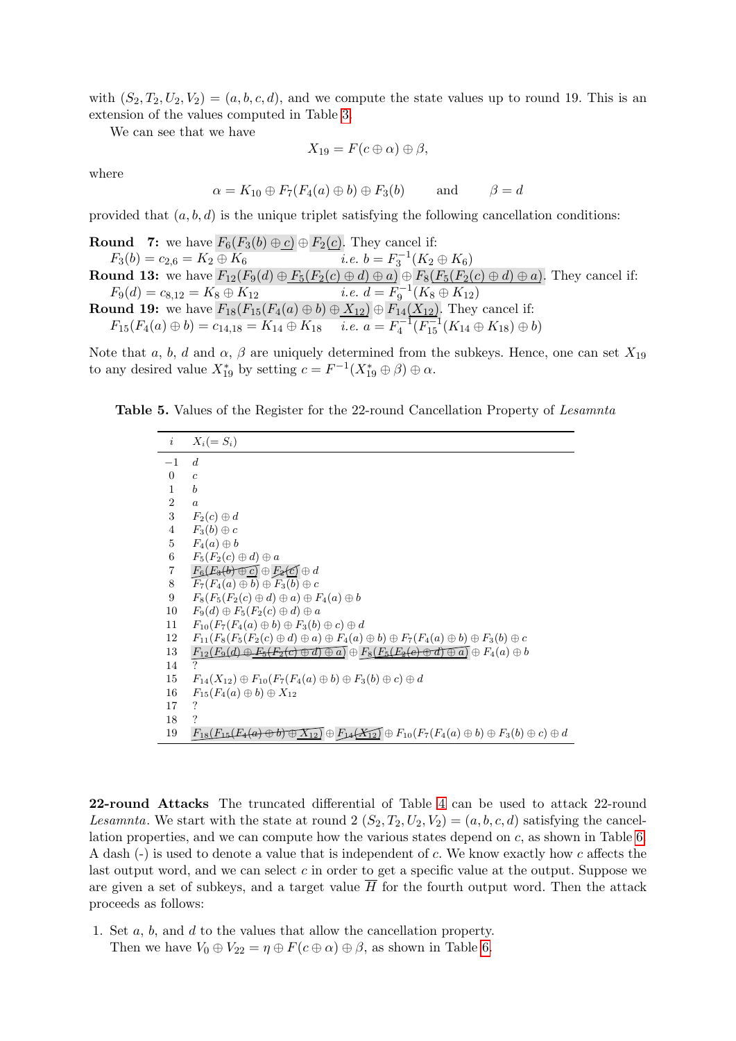with $(S_2, T_2, U_2, V_2) = (a, b, c, d)$, and we compute the state values up to round 19. This is an extension of the values computed in Table 3.

We can see that we have

$$X_{19} = F(c \oplus \alpha) \oplus \beta,$$

where

$$\alpha = K_{10} \oplus F_7(F_4(a) \oplus b) \oplus F_3(b) \qquad \text{and} \qquad \beta = d$$

provided that $(a, b, d)$ is the unique triplet satisfying the following cancellation conditions:

**Round 7:** we have $F_6(F_3(b) \oplus \underline{c}) \oplus F_2(\underline{c})$. They cancel if:
$F_3(b) = c_{2,6} = K_2 \oplus K_6$ $\qquad$ *i.e.* $b = F_3^{-1}(K_2 \oplus K_6)$

**Round 13:** we have $F_{12}(F_9(d) \oplus \underline{F_5(F_2(c) \oplus d) \oplus a}) \oplus F_8(\underline{F_5(F_2(c) \oplus d) \oplus a})$. They cancel if:
$F_9(d) = c_{8,12} = K_8 \oplus K_{12}$ $\qquad$ *i.e.* $d = F_9^{-1}(K_8 \oplus K_{12})$

**Round 19:** we have $F_{18}(F_{15}(F_4(a) \oplus b) \oplus \underline{X_{12}}) \oplus F_{14}(\underline{X_{12}})$. They cancel if:
$F_{15}(F_4(a) \oplus b) = c_{14,18} = K_{14} \oplus K_{18}$ $\qquad$ *i.e.* $a = F_4^{-1}(F_{15}^{-1}(K_{14} \oplus K_{18}) \oplus b)$

Note that $a$, $b$, $d$ and $\alpha$, $\beta$ are uniquely determined from the subkeys. Hence, one can set $X_{19}$ to any desired value $X_{19}^*$ by setting $c = F^{-1}(X_{19}^* \oplus \beta) \oplus \alpha$.

**Table 5.** Values of the Register for the 22-round Cancellation Property of *Lesamnta*

| $i$ | $X_i (= S_i)$ |
|---|---|
| −1 | $d$ |
| 0 | $c$ |
| 1 | $b$ |
| 2 | $a$ |
| 3 | $F_2(c) \oplus d$ |
| 4 | $F_3(b) \oplus c$ |
| 5 | $F_4(a) \oplus b$ |
| 6 | $F_5(F_2(c) \oplus d) \oplus a$ |
| 7 | $F_6(F_3(b) \oplus c) \oplus F_2(c) \oplus d$ |
| 8 | $F_7(F_4(a) \oplus b) \oplus F_3(b) \oplus c$ |
| 9 | $F_8(F_5(F_2(c) \oplus d) \oplus a) \oplus F_4(a) \oplus b$ |
| 10 | $F_9(d) \oplus F_5(F_2(c) \oplus d) \oplus a$ |
| 11 | $F_{10}(F_7(F_4(a) \oplus b) \oplus F_3(b) \oplus c) \oplus d$ |
| 12 | $F_{11}(F_8(F_5(F_2(c) \oplus d) \oplus a) \oplus F_4(a) \oplus b) \oplus F_7(F_4(a) \oplus b) \oplus F_3(b) \oplus c$ |
| 13 | $F_{12}(F_9(d) \oplus F_5(F_2(c) \oplus d) \oplus a) \oplus F_8(F_5(F_2(c) \oplus d) \oplus a) \oplus F_4(a) \oplus b$ |
| 14 | ? |
| 15 | $F_{14}(X_{12}) \oplus F_{10}(F_7(F_4(a) \oplus b) \oplus F_3(b) \oplus c) \oplus d$ |
| 16 | $F_{15}(F_4(a) \oplus b) \oplus X_{12}$ |
| 17 | ? |
| 18 | ? |
| 19 | $F_{18}(F_{15}(F_4(a) \oplus b) \oplus X_{12}) \oplus F_{14}(X_{12}) \oplus F_{10}(F_7(F_4(a) \oplus b) \oplus F_3(b) \oplus c) \oplus d$ |

**22-round Attacks** The truncated differential of Table 4 can be used to attack 22-round *Lesamnta*. We start with the state at round 2 $(S_2, T_2, U_2, V_2) = (a, b, c, d)$ satisfying the cancellation properties, and we can compute how the various states depend on $c$, as shown in Table 6. A dash (-) is used to denote a value that is independent of $c$. We know exactly how $c$ affects the last output word, and we can select $c$ in order to get a specific value at the output. Suppose we are given a set of subkeys, and a target value $\overline{H}$ for the fourth output word. Then the attack proceeds as follows:

1. Set $a$, $b$, and $d$ to the values that allow the cancellation property.
   Then we have $V_0 \oplus V_{22} = \eta \oplus F(c \oplus \alpha) \oplus \beta$, as shown in Table 6.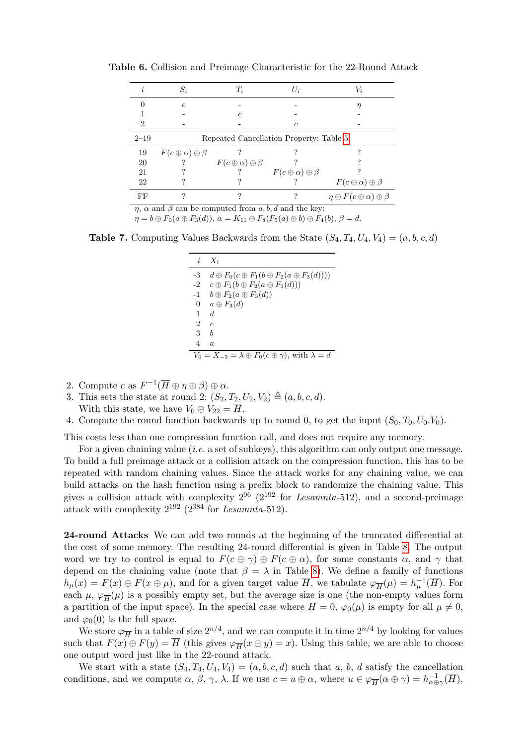**Table 6.** Collision and Preimage Characteristic for the 22-Round Attack

| $i$ | $S_i$ | $T_i$ | $U_i$ | $V_i$ |
|---|---|---|---|---|
| 0 | $c$ | - | - | $\eta$ |
| 1 | - | $c$ | - | - |
| 2 | - | - | $c$ | - |
| 2–19 | Repeated Cancellation Property: Table 5 | | | |
| 19 | $F(c \oplus \alpha) \oplus \beta$ | ? | ? | ? |
| 20 | ? | $F(c \oplus \alpha) \oplus \beta$ | ? | ? |
| 21 | ? | ? | $F(c \oplus \alpha) \oplus \beta$ | ? |
| 22 | ? | ? | ? | $F(c \oplus \alpha) \oplus \beta$ |
| FF | ? | ? | ? | $\eta \oplus F(c \oplus \alpha) \oplus \beta$ |

$\eta$, $\alpha$ and $\beta$ can be computed from $a, b, d$ and the key:
$\eta = b \oplus F_0(a \oplus F_3(d))$, $\alpha = K_{11} \oplus F_8(F_5(a) \oplus b) \oplus F_4(b)$, $\beta = d$.

**Table 7.** Computing Values Backwards from the State $(S_4, T_4, U_4, V_4) = (a, b, c, d)$

| $i$ | $X_i$ |
|---|---|
| -3 | $d \oplus F_0(c \oplus F_1(b \oplus F_2(a \oplus F_3(d))))$ |
| -2 | $c \oplus F_1(b \oplus F_2(a \oplus F_3(d)))$ |
| -1 | $b \oplus F_2(a \oplus F_3(d))$ |
| 0 | $a \oplus F_3(d)$ |
| 1 | $d$ |
| 2 | $c$ |
| 3 | $b$ |
| 4 | $a$ |

$V_0 = X_{-3} = \lambda \oplus F_0(c \oplus \gamma)$, with $\lambda = d$

2. Compute $c$ as $F^{-1}(\overline{H} \oplus \eta \oplus \beta) \oplus \alpha$.
3. This sets the state at round 2: $(S_2, T_2, U_2, V_2) \triangleq (a, b, c, d)$.
   With this state, we have $V_0 \oplus V_{22} = \overline{H}$.
4. Compute the round function backwards up to round 0, to get the input $(S_0, T_0, U_0.V_0)$.

This costs less than one compression function call, and does not require any memory.

For a given chaining value (*i.e.* a set of subkeys), this algorithm can only output one message. To build a full preimage attack or a collision attack on the compression function, this has to be repeated with random chaining values. Since the attack works for any chaining value, we can build attacks on the hash function using a prefix block to randomize the chaining value. This gives a collision attack with complexity $2^{96}$ ($2^{192}$ for *Lesamnta*-512), and a second-preimage attack with complexity $2^{192}$ ($2^{384}$ for *Lesamnta*-512).

**24-round Attacks** We can add two rounds at the beginning of the truncated differential at the cost of some memory. The resulting 24-round differential is given in Table 8. The output word we try to control is equal to $F(c \oplus \gamma) \oplus F(c \oplus \alpha)$, for some constants $\alpha$, and $\gamma$ that depend on the chaining value (note that $\beta = \lambda$ in Table 8). We define a family of functions $h_\mu(x) = F(x) \oplus F(x \oplus \mu)$, and for a given target value $\overline{H}$, we tabulate $\varphi_{\overline{H}}(\mu) = h_\mu^{-1}(\overline{H})$. For each $\mu$, $\varphi_{\overline{H}}(\mu)$ is a possibly empty set, but the average size is one (the non-empty values form a partition of the input space). In the special case where $\overline{H} = 0$, $\varphi_0(\mu)$ is empty for all $\mu \neq 0$, and $\varphi_0(0)$ is the full space.

We store $\varphi_{\overline{H}}$ in a table of size $2^{n/4}$, and we can compute it in time $2^{n/4}$ by looking for values such that $F(x) \oplus F(y) = \overline{H}$ (this gives $\varphi_{\overline{H}}(x \oplus y) = x$). Using this table, we are able to choose one output word just like in the 22-round attack.

We start with a state $(S_4, T_4, U_4, V_4) = (a, b, c, d)$ such that $a$, $b$, $d$ satisfy the cancellation conditions, and we compute $\alpha$, $\beta$, $\gamma$, $\lambda$. If we use $c = u \oplus \alpha$, where $u \in \varphi_{\overline{H}}(\alpha \oplus \gamma) = h_{\alpha \oplus \gamma}^{-1}(\overline{H})$,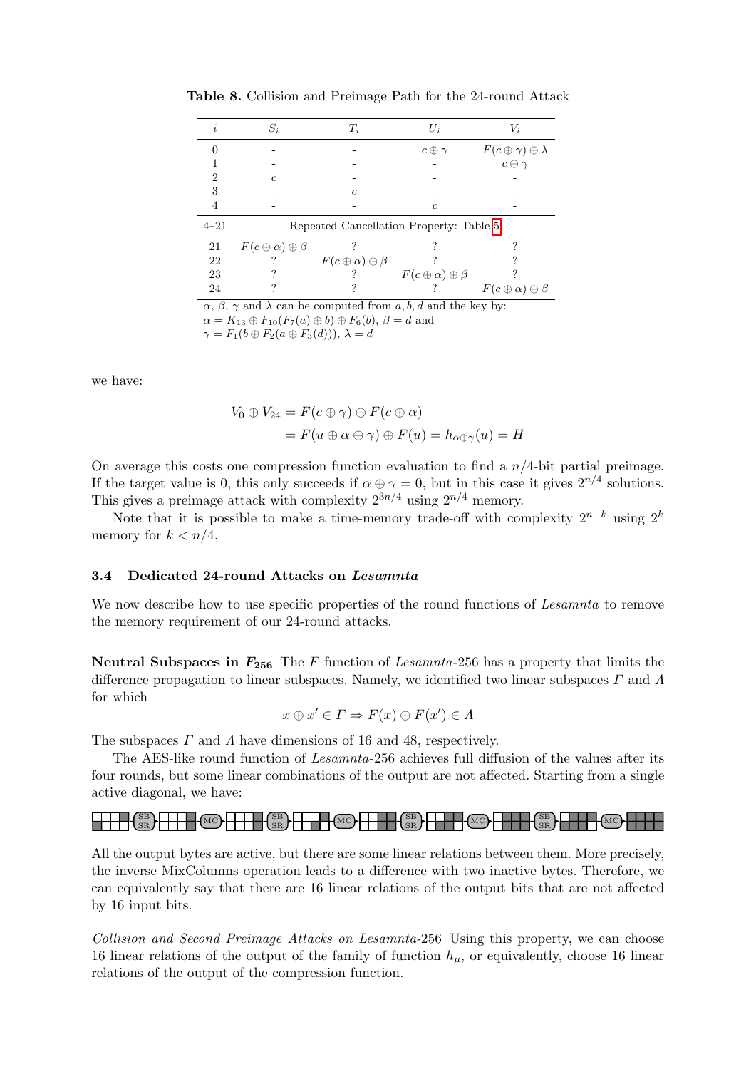**Table 8.** Collision and Preimage Path for the 24-round Attack

| $i$ | $S_i$ | $T_i$ | $U_i$ | $V_i$ |
|---|---|---|---|---|
| 0 | - | - | $c \oplus \gamma$ | $F(c \oplus \gamma) \oplus \lambda$ |
| 1 | - | - | - | $c \oplus \gamma$ |
| 2 | $c$ | - | - | - |
| 3 | - | $c$ | - | - |
| 4 | - | - | $c$ | - |
| 4–21 | Repeated Cancellation Property: Table 5 | | | |
| 21 | $F(c \oplus \alpha) \oplus \beta$ | ? | ? | ? |
| 22 | ? | $F(c \oplus \alpha) \oplus \beta$ | ? | ? |
| 23 | ? | ? | $F(c \oplus \alpha) \oplus \beta$ | ? |
| 24 | ? | ? | ? | $F(c \oplus \alpha) \oplus \beta$ |

$\alpha$, $\beta$, $\gamma$ and $\lambda$ can be computed from $a, b, d$ and the key by:
$\alpha = K_{13} \oplus F_{10}(F_7(a) \oplus b) \oplus F_6(b)$, $\beta = d$ and
$\gamma = F_1(b \oplus F_2(a \oplus F_3(d)))$, $\lambda = d$

we have:

$$
\begin{aligned}
V_0 \oplus V_{24} &= F(c \oplus \gamma) \oplus F(c \oplus \alpha) \\
&= F(u \oplus \alpha \oplus \gamma) \oplus F(u) = h_{\alpha \oplus \gamma}(u) = \overline{H}
\end{aligned}
$$

On average this costs one compression function evaluation to find a $n/4$-bit partial preimage. If the target value is 0, this only succeeds if $\alpha \oplus \gamma = 0$, but in this case it gives $2^{n/4}$ solutions. This gives a preimage attack with complexity $2^{3n/4}$ using $2^{n/4}$ memory.

Note that it is possible to make a time-memory trade-off with complexity $2^{n-k}$ using $2^k$ memory for $k < n/4$.

### 3.4 Dedicated 24-round Attacks on *Lesamnta*

We now describe how to use specific properties of the round functions of *Lesamnta* to remove the memory requirement of our 24-round attacks.

**Neutral Subspaces in $F_{256}$** The $F$ function of *Lesamnta*-256 has a property that limits the difference propagation to linear subspaces. Namely, we identified two linear subspaces $\Gamma$ and $\Lambda$ for which

$$
x \oplus x' \in \Gamma \Rightarrow F(x) \oplus F(x') \in \Lambda
$$

The subspaces $\Gamma$ and $\Lambda$ have dimensions of 16 and 48, respectively.

The AES-like round function of *Lesamnta*-256 achieves full diffusion of the values after its four rounds, but some linear combinations of the output are not affected. Starting from a single active diagonal, we have:

All the output bytes are active, but there are some linear relations between them. More precisely, the inverse MixColumns operation leads to a difference with two inactive bytes. Therefore, we can equivalently say that there are 16 linear relations of the output bits that are not affected by 16 input bits.

*Collision and Second Preimage Attacks on Lesamnta-256* Using this property, we can choose 16 linear relations of the output of the family of function $h_\mu$, or equivalently, choose 16 linear relations of the output of the compression function.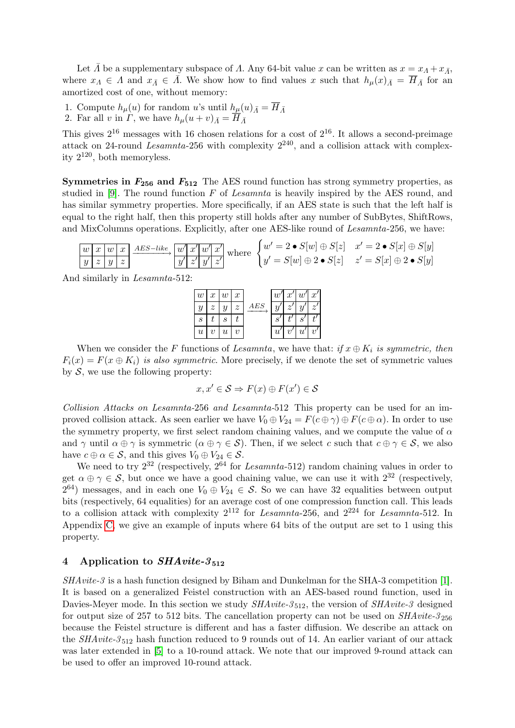Let $\bar{\Lambda}$ be a supplementary subspace of $\Lambda$. Any 64-bit value $x$ can be written as $x = x_\Lambda + x_{\bar{\Lambda}}$, where $x_\Lambda \in \Lambda$ and $x_{\bar{\Lambda}} \in \bar{\Lambda}$. We show how to find values $x$ such that $h_\mu(x)_{\bar{\Lambda}} = \overline{H}_{\bar{\Lambda}}$ for an amortized cost of one, without memory:

1. Compute $h_\mu(u)$ for random $u$'s until $h_\mu(u)_{\bar{\Lambda}} = \overline{H}_{\bar{\Lambda}}$
2. Far all $v$ in $\Gamma$, we have $h_\mu(u+v)_{\bar{\Lambda}} = \overline{H}_{\bar{\Lambda}}$

This gives $2^{16}$ messages with 16 chosen relations for a cost of $2^{16}$. It allows a second-preimage attack on 24-round *Lesamnta*-256 with complexity $2^{240}$, and a collision attack with complexity $2^{120}$, both memoryless.

**Symmetries in $F_{256}$ and $F_{512}$** The AES round function has strong symmetry properties, as studied in [9]. The round function $F$ of *Lesamnta* is heavily inspired by the AES round, and has similar symmetry properties. More specifically, if an AES state is such that the left half is equal to the right half, then this property still holds after any number of SubBytes, ShiftRows, and MixColumns operations. Explicitly, after one AES-like round of *Lesamnta*-256, we have:

$$\begin{array}{|c|c|c|c|}\hline w & x & w & x \\ \hline y & z & y & z \\ \hline \end{array} \xrightarrow{AES-like} \begin{array}{|c|c|c|c|}\hline w' & x' & w' & x' \\ \hline y' & z' & y' & z' \\ \hline \end{array} \text{ where } \begin{cases} w' = 2 \bullet S[w] \oplus S[z] & x' = 2 \bullet S[x] \oplus S[y] \\ y' = S[w] \oplus 2 \bullet S[z] & z' = S[x] \oplus 2 \bullet S[y] \end{cases}$$

And similarly in *Lesamnta*-512:

$$\begin{array}{|c|c|c|c|}\hline w & x & w & x \\ \hline y & z & y & z \\ \hline s & t & s & t \\ \hline u & v & u & v \\ \hline \end{array} \xrightarrow{AES} \begin{array}{|c|c|c|c|}\hline w' & x' & w' & x' \\ \hline y' & z' & y' & z' \\ \hline s' & t' & s' & t' \\ \hline u' & v' & u' & v' \\ \hline \end{array}$$

When we consider the $F$ functions of *Lesamnta*, we have that: *if $x \oplus K_i$ is symmetric, then $F_i(x) = F(x \oplus K_i)$ is also symmetric*. More precisely, if we denote the set of symmetric values by $\mathcal{S}$, we use the following property:

$$x, x' \in \mathcal{S} \Rightarrow F(x) \oplus F(x') \in \mathcal{S}$$

*Collision Attacks on Lesamnta-256 and Lesamnta-512* This property can be used for an improved collision attack. As seen earlier we have $V_0 \oplus V_{24} = F(c \oplus \gamma) \oplus F(c \oplus \alpha)$. In order to use the symmetry property, we first select random chaining values, and we compute the value of $\alpha$ and $\gamma$ until $\alpha \oplus \gamma$ is symmetric ($\alpha \oplus \gamma \in \mathcal{S}$). Then, if we select $c$ such that $c \oplus \gamma \in \mathcal{S}$, we also have $c \oplus \alpha \in \mathcal{S}$, and this gives $V_0 \oplus V_{24} \in \mathcal{S}$.

We need to try $2^{32}$ (respectively, $2^{64}$ for *Lesamnta*-512) random chaining values in order to get $\alpha \oplus \gamma \in \mathcal{S}$, but once we have a good chaining value, we can use it with $2^{32}$ (respectively, $2^{64}$) messages, and in each one $V_0 \oplus V_{24} \in \mathcal{S}$. So we can have 32 equalities between output bits (respectively, 64 equalities) for an average cost of one compression function call. This leads to a collision attack with complexity $2^{112}$ for *Lesamnta*-256, and $2^{224}$ for *Lesamnta*-512. In Appendix C, we give an example of inputs where 64 bits of the output are set to 1 using this property.

## 4 Application to *SHAvite-3*$_{512}$

*SHAvite-3* is a hash function designed by Biham and Dunkelman for the SHA-3 competition [1]. It is based on a generalized Feistel construction with an AES-based round function, used in Davies-Meyer mode. In this section we study *SHAvite-3*$_{512}$, the version of *SHAvite-3* designed for output size of 257 to 512 bits. The cancellation property can not be used on *SHAvite-3*$_{256}$ because the Feistel structure is different and has a faster diffusion. We describe an attack on the *SHAvite-3*$_{512}$ hash function reduced to 9 rounds out of 14. An earlier variant of our attack was later extended in [5] to a 10-round attack. We note that our improved 9-round attack can be used to offer an improved 10-round attack.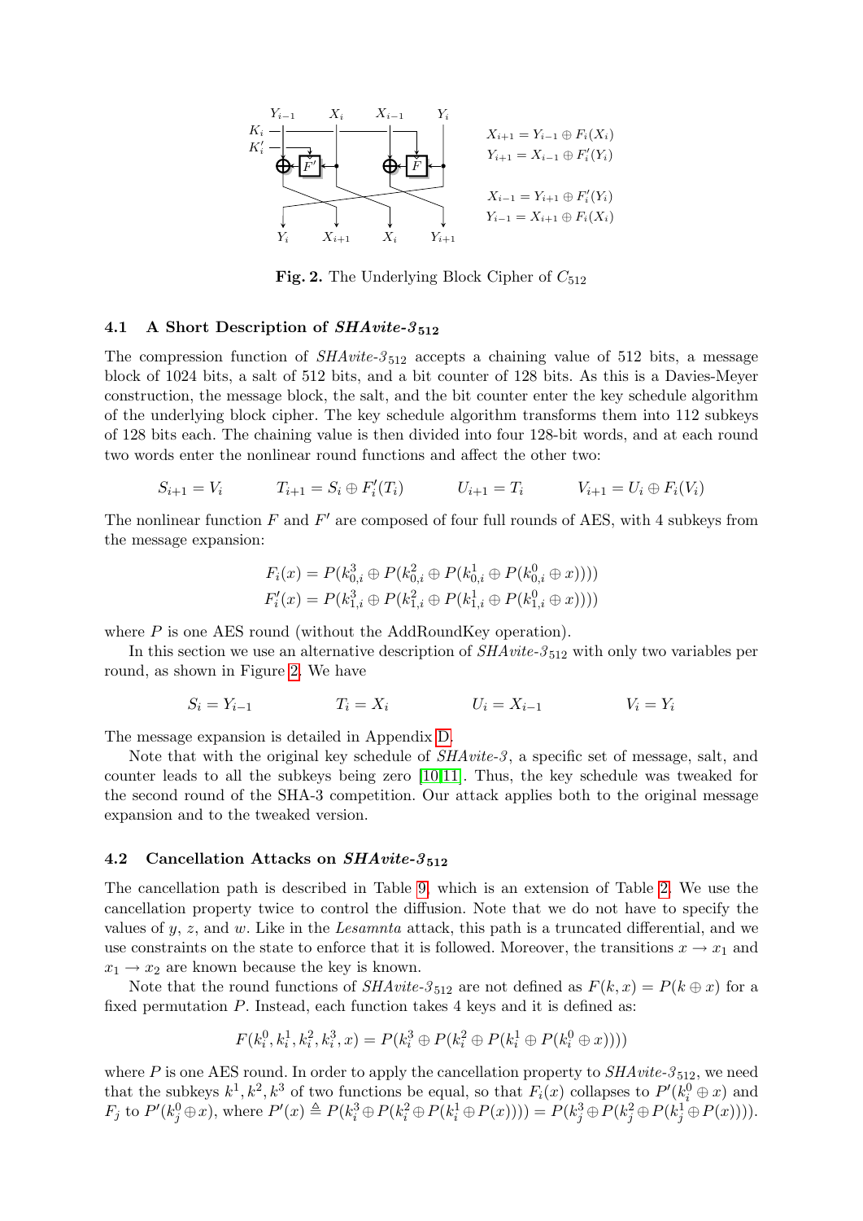$$X_{i+1} = Y_{i-1} \oplus F_i(X_i)$$
$$Y_{i+1} = X_{i-1} \oplus F'_i(Y_i)$$

$$X_{i-1} = Y_{i+1} \oplus F'_i(Y_i)$$
$$Y_{i-1} = X_{i+1} \oplus F_i(X_i)$$

**Fig. 2.** The Underlying Block Cipher of $C_{512}$

### 4.1 A Short Description of *SHAvite-3*$_{512}$

The compression function of *SHAvite-3*$_{512}$ accepts a chaining value of 512 bits, a message block of 1024 bits, a salt of 512 bits, and a bit counter of 128 bits. As this is a Davies-Meyer construction, the message block, the salt, and the bit counter enter the key schedule algorithm of the underlying block cipher. The key schedule algorithm transforms them into 112 subkeys of 128 bits each. The chaining value is then divided into four 128-bit words, and at each round two words enter the nonlinear round functions and affect the other two:

$$S_{i+1} = V_i \qquad T_{i+1} = S_i \oplus F'_i(T_i) \qquad U_{i+1} = T_i \qquad V_{i+1} = U_i \oplus F_i(V_i)$$

The nonlinear function $F$ and $F'$ are composed of four full rounds of AES, with 4 subkeys from the message expansion:

$$F_i(x) = P(k^3_{0,i} \oplus P(k^2_{0,i} \oplus P(k^1_{0,i} \oplus P(k^0_{0,i} \oplus x))))$$
$$F'_i(x) = P(k^3_{1,i} \oplus P(k^2_{1,i} \oplus P(k^1_{1,i} \oplus P(k^0_{1,i} \oplus x))))$$

where $P$ is one AES round (without the AddRoundKey operation).

In this section we use an alternative description of *SHAvite-3*$_{512}$ with only two variables per round, as shown in Figure 2. We have

$$S_i = Y_{i-1} \qquad T_i = X_i \qquad U_i = X_{i-1} \qquad V_i = Y_i$$

The message expansion is detailed in Appendix D.

Note that with the original key schedule of *SHAvite-3*, a specific set of message, salt, and counter leads to all the subkeys being zero [10,11]. Thus, the key schedule was tweaked for the second round of the SHA-3 competition. Our attack applies both to the original message expansion and to the tweaked version.

### 4.2 Cancellation Attacks on *SHAvite-3*$_{512}$

The cancellation path is described in Table 9, which is an extension of Table 2. We use the cancellation property twice to control the diffusion. Note that we do not have to specify the values of $y$, $z$, and $w$. Like in the *Lesamnta* attack, this path is a truncated differential, and we use constraints on the state to enforce that it is followed. Moreover, the transitions $x \to x_1$ and $x_1 \to x_2$ are known because the key is known.

Note that the round functions of *SHAvite-3*$_{512}$ are not defined as $F(k, x) = P(k \oplus x)$ for a fixed permutation $P$. Instead, each function takes 4 keys and it is defined as:

$$F(k^0_i, k^1_i, k^2_i, k^3_i, x) = P(k^3_i \oplus P(k^2_i \oplus P(k^1_i \oplus P(k^0_i \oplus x))))$$

where $P$ is one AES round. In order to apply the cancellation property to *SHAvite-3*$_{512}$, we need that the subkeys $k^1, k^2, k^3$ of two functions be equal, so that $F_i(x)$ collapses to $P'(k^0_i \oplus x)$ and $F_j$ to $P'(k^0_j \oplus x)$, where $P'(x) \triangleq P(k^3_i \oplus P(k^2_i \oplus P(k^1_i \oplus P(x)))) = P(k^3_j \oplus P(k^2_j \oplus P(k^1_j \oplus P(x))))$.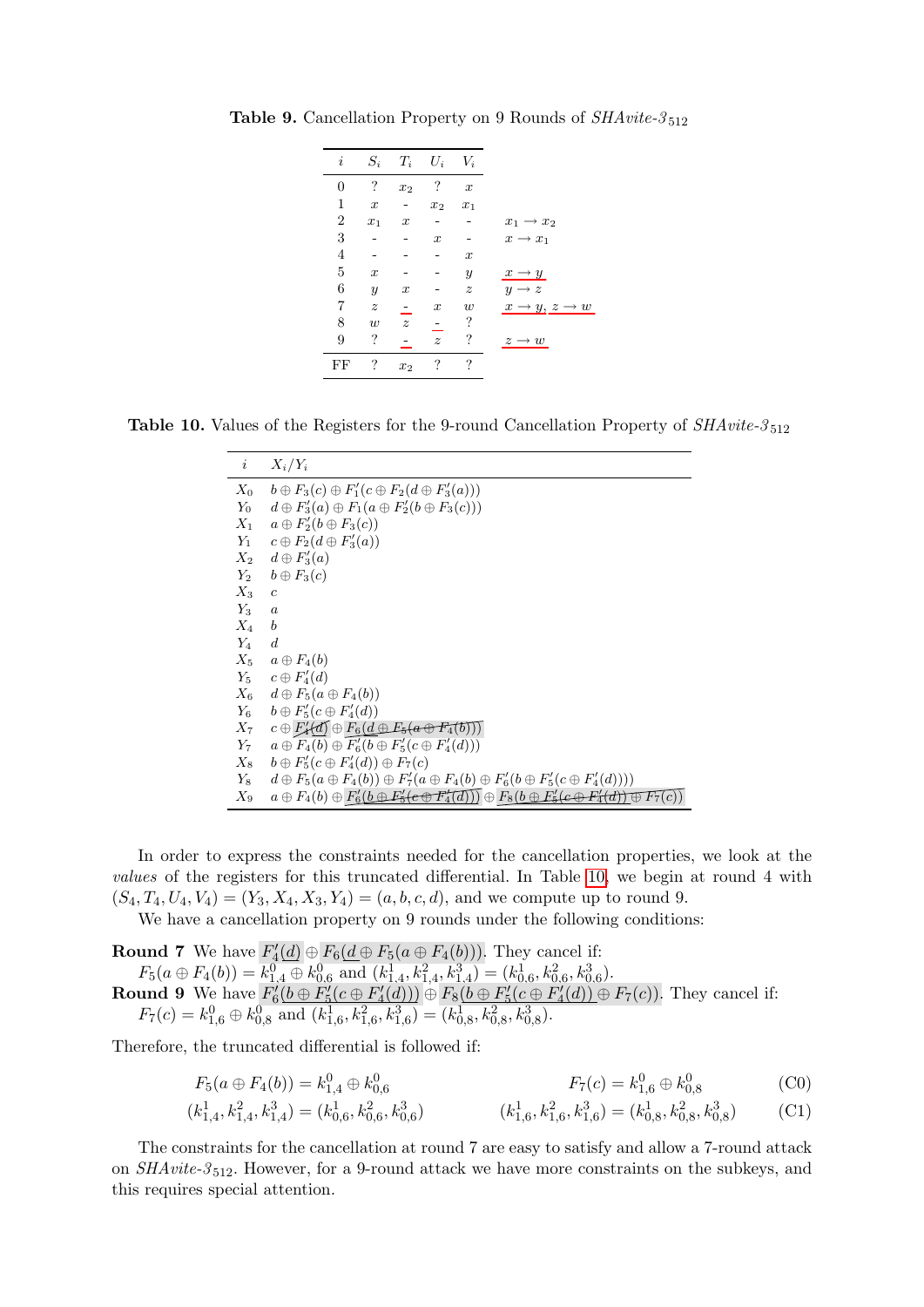**Table 9.** Cancellation Property on 9 Rounds of *SHAvite-3*$_{512}$

| $i$ | $S_i$ | $T_i$ | $U_i$ | $V_i$ | |
|---|---|---|---|---|---|
| 0 | ? | $x_2$ | ? | $x$ | |
| 1 | $x$ | - | $x_2$ | $x_1$ | |
| 2 | $x_1$ | $x$ | - | - | $x_1 \to x_2$ |
| 3 | - | - | $x$ | - | $x \to x_1$ |
| 4 | - | - | - | $x$ | |
| 5 | $x$ | - | - | $y$ | $x \to y$ |
| 6 | $y$ | $x$ | - | $z$ | $y \to z$ |
| 7 | $z$ | - | $x$ | $w$ | $x \to y$, $z \to w$ |
| 8 | $w$ | $z$ | - | ? | |
| 9 | ? | - | $z$ | ? | $z \to w$ |
| FF | ? | $x_2$ | ? | ? | |

**Table 10.** Values of the Registers for the 9-round Cancellation Property of *SHAvite-3*$_{512}$

| $i$ | $X_i/Y_i$ |
|---|---|
| $X_0$ | $b \oplus F_3(c) \oplus F_1'(c \oplus F_2(d \oplus F_3'(a)))$ |
| $Y_0$ | $d \oplus F_3'(a) \oplus F_1(a \oplus F_2'(b \oplus F_3(c)))$ |
| $X_1$ | $a \oplus F_2'(b \oplus F_3(c))$ |
| $Y_1$ | $c \oplus F_2(d \oplus F_3'(a))$ |
| $X_2$ | $d \oplus F_3'(a)$ |
| $Y_2$ | $b \oplus F_3(c)$ |
| $X_3$ | $c$ |
| $Y_3$ | $a$ |
| $X_4$ | $b$ |
| $Y_4$ | $d$ |
| $X_5$ | $a \oplus F_4(b)$ |
| $Y_5$ | $c \oplus F_4'(d)$ |
| $X_6$ | $d \oplus F_5(a \oplus F_4(b))$ |
| $Y_6$ | $b \oplus F_5'(c \oplus F_4'(d))$ |
| $X_7$ | $c \oplus F_4'(d) \oplus F_6(d \oplus F_5(a \oplus F_4(b)))$ |
| $Y_7$ | $a \oplus F_4(b) \oplus F_6'(b \oplus F_5'(c \oplus F_4'(d)))$ |
| $X_8$ | $b \oplus F_5'(c \oplus F_4'(d)) \oplus F_7(c)$ |
| $Y_8$ | $d \oplus F_5(a \oplus F_4(b)) \oplus F_7'(a \oplus F_4(b) \oplus F_6'(b \oplus F_5'(c \oplus F_4'(d))))$ |
| $X_9$ | $a \oplus F_4(b) \oplus F_6'(b \oplus F_5'(c \oplus F_4'(d))) \oplus F_8(b \oplus F_5'(c \oplus F_4'(d)) \oplus F_7(c))$ |

In order to express the constraints needed for the cancellation properties, we look at the *values* of the registers for this truncated differential. In Table 10, we begin at round 4 with $(S_4, T_4, U_4, V_4) = (Y_3, X_4, X_3, Y_4) = (a, b, c, d)$, and we compute up to round 9.

We have a cancellation property on 9 rounds under the following conditions:

**Round 7** We have $F_4'(d) \oplus F_6(d \oplus F_5(a \oplus F_4(b)))$. They cancel if: $F_5(a \oplus F_4(b)) = k_{1,4}^0 \oplus k_{0,6}^0$ and $(k_{1,4}^1, k_{1,4}^2, k_{1,4}^3) = (k_{0,6}^1, k_{0,6}^2, k_{0,6}^3)$.

**Round 9** We have $F_6'(b \oplus F_5'(c \oplus F_4'(d))) \oplus F_8(b \oplus F_5'(c \oplus F_4'(d)) \oplus F_7(c))$. They cancel if: $F_7(c) = k_{1,6}^0 \oplus k_{0,8}^0$ and $(k_{1,6}^1, k_{1,6}^2, k_{1,6}^3) = (k_{0,8}^1, k_{0,8}^2, k_{0,8}^3)$.

Therefore, the truncated differential is followed if:

$$F_5(a \oplus F_4(b)) = k_{1,4}^0 \oplus k_{0,6}^0 \qquad F_7(c) = k_{1,6}^0 \oplus k_{0,8}^0 \tag{C0}$$

$$(k_{1,4}^1, k_{1,4}^2, k_{1,4}^3) = (k_{0,6}^1, k_{0,6}^2, k_{0,6}^3) \qquad (k_{1,6}^1, k_{1,6}^2, k_{1,6}^3) = (k_{0,8}^1, k_{0,8}^2, k_{0,8}^3) \tag{C1}$$

The constraints for the cancellation at round 7 are easy to satisfy and allow a 7-round attack on *SHAvite-3*$_{512}$. However, for a 9-round attack we have more constraints on the subkeys, and this requires special attention.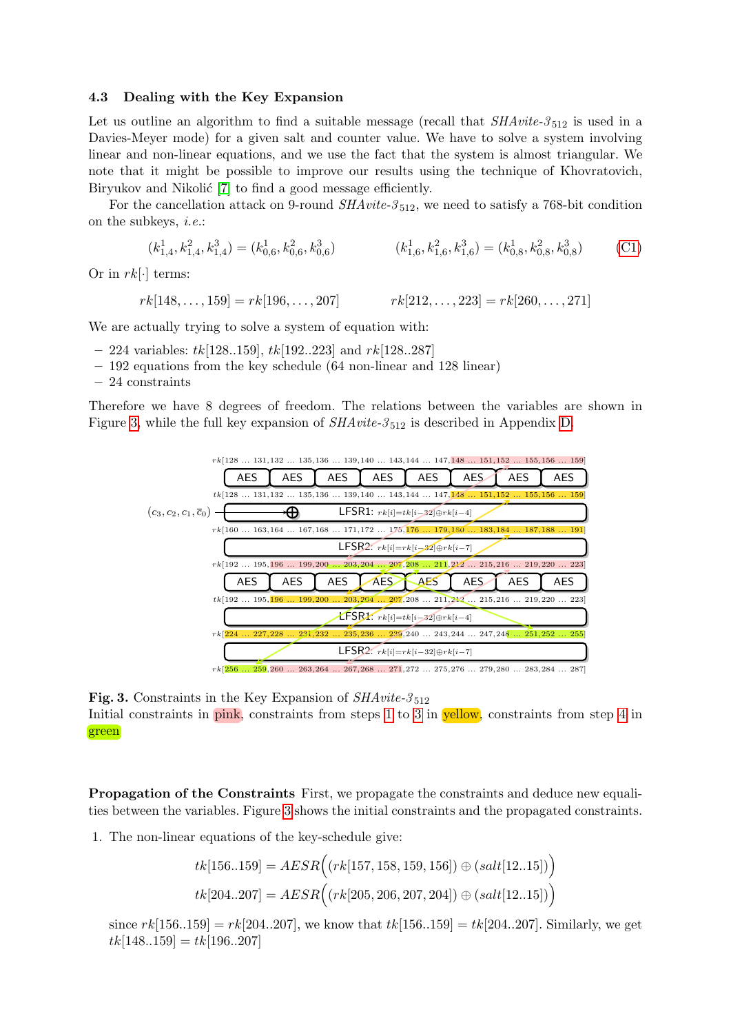### 4.3 Dealing with the Key Expansion

Let us outline an algorithm to find a suitable message (recall that $SHAvite\text{-}3_{512}$ is used in a Davies-Meyer mode) for a given salt and counter value. We have to solve a system involving linear and non-linear equations, and we use the fact that the system is almost triangular. We note that it might be possible to improve our results using the technique of Khovratovich, Biryukov and Nikolić [7] to find a good message efficiently.

For the cancellation attack on 9-round $SHAvite\text{-}3_{512}$, we need to satisfy a 768-bit condition on the subkeys, *i.e.*:

$$(k^1_{1,4}, k^2_{1,4}, k^3_{1,4}) = (k^1_{0,6}, k^2_{0,6}, k^3_{0,6}) \qquad (k^1_{1,6}, k^2_{1,6}, k^3_{1,6}) = (k^1_{0,8}, k^2_{0,8}, k^3_{0,8}) \tag{C1}$$

Or in $rk[\cdot]$ terms:

$$rk[148,\ldots,159] = rk[196,\ldots,207] \qquad rk[212,\ldots,223] = rk[260,\ldots,271]$$

We are actually trying to solve a system of equation with:

- 224 variables: $tk[128..159]$, $tk[192..223]$ and $rk[128..287]$
- 192 equations from the key schedule (64 non-linear and 128 linear)
- 24 constraints

Therefore we have 8 degrees of freedom. The relations between the variables are shown in Figure 3, while the full key expansion of $SHAvite\text{-}3_{512}$ is described in Appendix D.

**Fig. 3.** Constraints in the Key Expansion of $SHAvite\text{-}3_{512}$
Initial constraints in pink, constraints from steps 1 to 3 in yellow, constraints from step 4 in green

**Propagation of the Constraints** First, we propagate the constraints and deduce new equalities between the variables. Figure 3 shows the initial constraints and the propagated constraints.

1. The non-linear equations of the key-schedule give:

$$tk[156..159] = AESR\Big((rk[157,158,159,156]) \oplus (salt[12..15])\Big)$$
$$tk[204..207] = AESR\Big((rk[205,206,207,204]) \oplus (salt[12..15])\Big)$$

   since $rk[156..159] = rk[204..207]$, we know that $tk[156..159] = tk[204..207]$. Similarly, we get $tk[148..159] = tk[196..207]$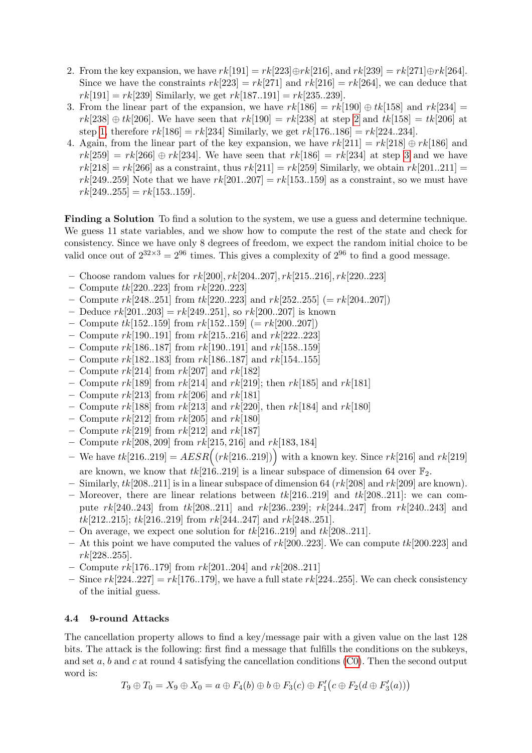2. From the key expansion, we have $rk[191] = rk[223] \oplus rk[216]$, and $rk[239] = rk[271] \oplus rk[264]$. Since we have the constraints $rk[223] = rk[271]$ and $rk[216] = rk[264]$, we can deduce that $rk[191] = rk[239]$ Similarly, we get $rk[187..191] = rk[235..239]$.
3. From the linear part of the expansion, we have $rk[186] = rk[190] \oplus tk[158]$ and $rk[234] = rk[238] \oplus tk[206]$. We have seen that $rk[190] = rk[238]$ at step 2 and $tk[158] = tk[206]$ at step 1, therefore $rk[186] = rk[234]$ Similarly, we get $rk[176..186] = rk[224..234]$.
4. Again, from the linear part of the key expansion, we have $rk[211] = rk[218] \oplus rk[186]$ and $rk[259] = rk[266] \oplus rk[234]$. We have seen that $rk[186] = rk[234]$ at step 3 and we have $rk[218] = rk[266]$ as a constraint, thus $rk[211] = rk[259]$ Similarly, we obtain $rk[201..211] = rk[249..259]$ Note that we have $rk[201..207] = rk[153..159]$ as a constraint, so we must have $rk[249..255] = rk[153..159]$.

**Finding a Solution** To find a solution to the system, we use a guess and determine technique. We guess 11 state variables, and we show how to compute the rest of the state and check for consistency. Since we have only 8 degrees of freedom, we expect the random initial choice to be valid once out of $2^{32 \times 3} = 2^{96}$ times. This gives a complexity of $2^{96}$ to find a good message.

- Choose random values for $rk[200], rk[204..207], rk[215..216], rk[220..223]$
- Compute $tk[220..223]$ from $rk[220..223]$
- Compute $rk[248..251]$ from $tk[220..223]$ and $rk[252..255]$ $(= rk[204..207])$
- Deduce $rk[201..203] = rk[249..251]$, so $rk[200..207]$ is known
- Compute $tk[152..159]$ from $rk[152..159]$ $(= rk[200..207])$
- Compute $rk[190..191]$ from $rk[215..216]$ and $rk[222..223]$
- Compute $rk[186..187]$ from $rk[190..191]$ and $rk[158..159]$
- Compute $rk[182..183]$ from $rk[186..187]$ and $rk[154..155]$
- Compute $rk[214]$ from $rk[207]$ and $rk[182]$
- Compute $rk[189]$ from $rk[214]$ and $rk[219]$; then $rk[185]$ and $rk[181]$
- Compute $rk[213]$ from $rk[206]$ and $rk[181]$
- Compute $rk[188]$ from $rk[213]$ and $rk[220]$, then $rk[184]$ and $rk[180]$
- Compute $rk[212]$ from $rk[205]$ and $rk[180]$
- Compute $rk[219]$ from $rk[212]$ and $rk[187]$
- Compute $rk[208, 209]$ from $rk[215, 216]$ and $rk[183, 184]$
- We have $tk[216..219] = AESR\Big((rk[216..219])\Big)$ with a known key. Since $rk[216]$ and $rk[219]$ are known, we know that $tk[216..219]$ is a linear subspace of dimension 64 over $\mathbb{F}_2$.
- Similarly, $tk[208..211]$ is in a linear subspace of dimension 64 ($rk[208]$ and $rk[209]$ are known).
- Moreover, there are linear relations between $tk[216..219]$ and $tk[208..211]$: we can compute $rk[240..243]$ from $tk[208..211]$ and $rk[236..239]$; $rk[244..247]$ from $rk[240..243]$ and $tk[212..215]$; $tk[216..219]$ from $rk[244..247]$ and $rk[248..251]$.
- On average, we expect one solution for $tk[216..219]$ and $tk[208..211]$.
- At this point we have computed the values of $rk[200..223]$. We can compute $tk[200.223]$ and $rk[228..255]$.
- Compute $rk[176..179]$ from $rk[201..204]$ and $rk[208..211]$
- Since $rk[224..227] = rk[176..179]$, we have a full state $rk[224..255]$. We can check consistency of the initial guess.

### 4.4 9-round Attacks

The cancellation property allows to find a key/message pair with a given value on the last 128 bits. The attack is the following: first find a message that fulfills the conditions on the subkeys, and set $a$, $b$ and $c$ at round 4 satisfying the cancellation conditions (C0). Then the second output word is:

$$T_9 \oplus T_0 = X_9 \oplus X_0 = a \oplus F_4(b) \oplus b \oplus F_3(c) \oplus F'_1\big(c \oplus F_2(d \oplus F'_3(a))\big)$$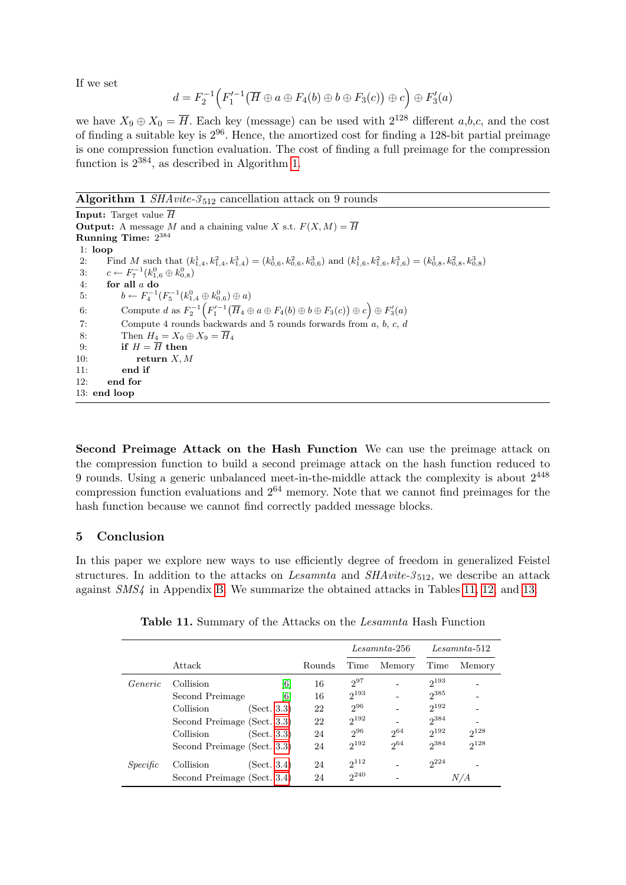If we set

$$d = F_2^{-1}\Big(F_1'^{-1}\big(\overline{H} \oplus a \oplus F_4(b) \oplus b \oplus F_3(c)\big) \oplus c\Big) \oplus F_3'(a)$$

we have $X_9 \oplus X_0 = \overline{H}$. Each key (message) can be used with $2^{128}$ different $a$,$b$,$c$, and the cost of finding a suitable key is $2^{96}$. Hence, the amortized cost for finding a 128-bit partial preimage is one compression function evaluation. The cost of finding a full preimage for the compression function is $2^{384}$, as described in Algorithm 1.

**Algorithm 1** *SHAvite-3*$_{512}$ cancellation attack on 9 rounds

**Input:** Target value $\overline{H}$
**Output:** A message $M$ and a chaining value $X$ s.t. $F(X, M) = \overline{H}$
**Running Time:** $2^{384}$

1: **loop**
2: Find $M$ such that $(k^1_{1,4}, k^2_{1,4}, k^3_{1,4}) = (k^1_{0,6}, k^2_{0,6}, k^3_{0,6})$ and $(k^1_{1,6}, k^2_{1,6}, k^3_{1,6}) = (k^1_{0,8}, k^2_{0,8}, k^3_{0,8})$
3: $c \leftarrow F_7^{-1}(k^0_{1,6} \oplus k^0_{0,8})$
4: **for all** $a$ **do**
5: $b \leftarrow F_4^{-1}(F_5^{-1}(k^0_{1,4} \oplus k^0_{0,6}) \oplus a)$
6: Compute $d$ as $F_2^{-1}\Big(F_1'^{-1}\big(\overline{H}_4 \oplus a \oplus F_4(b) \oplus b \oplus F_3(c)\big) \oplus c\Big) \oplus F_3'(a)$
7: Compute 4 rounds backwards and 5 rounds forwards from $a$, $b$, $c$, $d$
8: Then $H_4 = X_0 \oplus X_9 = \overline{H}_4$
9: **if** $H = \overline{H}$ **then**
10: **return** $X, M$
11: **end if**
12: **end for**
13: **end loop**

**Second Preimage Attack on the Hash Function** We can use the preimage attack on the compression function to build a second preimage attack on the hash function reduced to 9 rounds. Using a generic unbalanced meet-in-the-middle attack the complexity is about $2^{448}$ compression function evaluations and $2^{64}$ memory. Note that we cannot find preimages for the hash function because we cannot find correctly padded message blocks.

## 5 Conclusion

In this paper we explore new ways to use efficiently degree of freedom in generalized Feistel structures. In addition to the attacks on *Lesamnta* and *SHAvite-3*$_{512}$, we describe an attack against *SMS4* in Appendix B. We summarize the obtained attacks in Tables 11, 12, and 13.

**Table 11.** Summary of the Attacks on the *Lesamnta* Hash Function

| | Attack | | Rounds | *Lesamnta*-256 | | *Lesamnta*-512 | |
|---|---|---|---|---|---|---|---|
| | | | | Time | Memory | Time | Memory |
| *Generic* | Collision | [6] | 16 | $2^{97}$ | - | $2^{193}$ | - |
| | Second Preimage | [6] | 16 | $2^{193}$ | - | $2^{385}$ | - |
| | Collision | (Sect. 3.3) | 22 | $2^{96}$ | - | $2^{192}$ | - |
| | Second Preimage | (Sect. 3.3) | 22 | $2^{192}$ | - | $2^{384}$ | - |
| | Collision | (Sect. 3.3) | 24 | $2^{96}$ | $2^{64}$ | $2^{192}$ | $2^{128}$ |
| | Second Preimage | (Sect. 3.3) | 24 | $2^{192}$ | $2^{64}$ | $2^{384}$ | $2^{128}$ |
| *Specific* | Collision | (Sect. 3.4) | 24 | $2^{112}$ | - | $2^{224}$ | - |
| | Second Preimage | (Sect. 3.4) | 24 | $2^{240}$ | - | *N/A* | |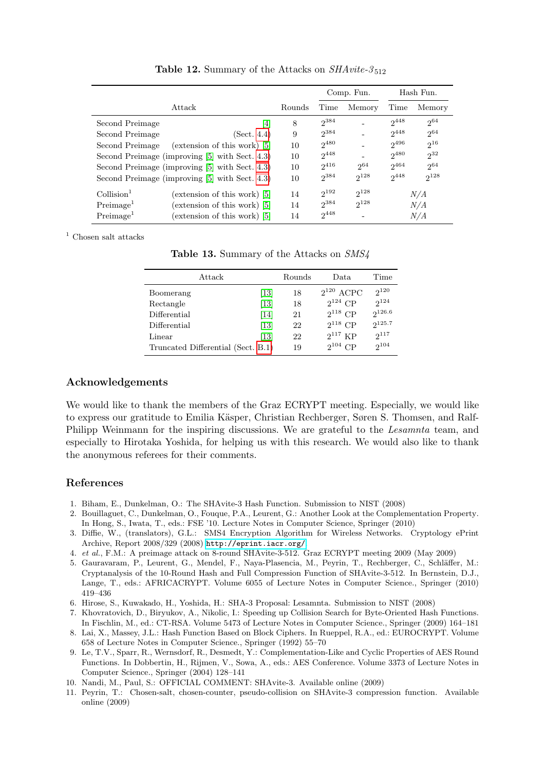**Table 12.** Summary of the Attacks on *SHAvite-3*$_{512}$

| Attack | | Rounds | Comp. Fun. | | Hash Fun. | |
|---|---|---|---|---|---|---|
| | | | Time | Memory | Time | Memory |
| Second Preimage | [4] | 8 | $2^{384}$ | - | $2^{448}$ | $2^{64}$ |
| Second Preimage | (Sect. 4.4) | 9 | $2^{384}$ | - | $2^{448}$ | $2^{64}$ |
| Second Preimage | (extension of this work) [5] | 10 | $2^{480}$ | - | $2^{496}$ | $2^{16}$ |
| Second Preimage | (improving [5] with Sect. 4.3) | 10 | $2^{448}$ | - | $2^{480}$ | $2^{32}$ |
| Second Preimage | (improving [5] with Sect. 4.3) | 10 | $2^{416}$ | $2^{64}$ | $2^{464}$ | $2^{64}$ |
| Second Preimage | (improving [5] with Sect. 4.3) | 10 | $2^{384}$ | $2^{128}$ | $2^{448}$ | $2^{128}$ |
| Collision[1] | (extension of this work) [5] | 14 | $2^{192}$ | $2^{128}$ | N/A | |
| Preimage[1] | (extension of this work) [5] | 14 | $2^{384}$ | $2^{128}$ | N/A | |
| Preimage[1] | (extension of this work) [5] | 14 | $2^{448}$ | - | N/A | |

[1] Chosen salt attacks

**Table 13.** Summary of the Attacks on *SMS4*

| Attack | | Rounds | Data | Time |
|---|---|---|---|---|
| Boomerang | [13] | 18 | $2^{120}$ ACPC | $2^{120}$ |
| Rectangle | [13] | 18 | $2^{124}$ CP | $2^{124}$ |
| Differential | [14] | 21 | $2^{118}$ CP | $2^{126.6}$ |
| Differential | [13] | 22 | $2^{118}$ CP | $2^{125.7}$ |
| Linear | [13] | 22 | $2^{117}$ KP | $2^{117}$ |
| Truncated Differential (Sect. B.1) | | 19 | $2^{104}$ CP | $2^{104}$ |

## Acknowledgements

We would like to thank the members of the Graz ECRYPT meeting. Especially, we would like to express our gratitude to Emilia Käsper, Christian Rechberger, Søren S. Thomsen, and Ralf-Philipp Weinmann for the inspiring discussions. We are grateful to the *Lesamnta* team, and especially to Hirotaka Yoshida, for helping us with this research. We would also like to thank the anonymous referees for their comments.

## References

1. Biham, E., Dunkelman, O.: The SHAvite-3 Hash Function. Submission to NIST (2008)
2. Bouillaguet, C., Dunkelman, O., Fouque, P.A., Leurent, G.: Another Look at the Complementation Property. In Hong, S., Iwata, T., eds.: FSE '10. Lecture Notes in Computer Science, Springer (2010)
3. Diffie, W., (translators), G.L.: SMS4 Encryption Algorithm for Wireless Networks. Cryptology ePrint Archive, Report 2008/329 (2008) http://eprint.iacr.org/
4. *et al.*, F.M.: A preimage attack on 8-round SHAvite-3-512. Graz ECRYPT meeting 2009 (May 2009)
5. Gauravaram, P., Leurent, G., Mendel, F., Naya-Plasencia, M., Peyrin, T., Rechberger, C., Schläffer, M.: Cryptanalysis of the 10-Round Hash and Full Compression Function of SHAvite-3-512. In Bernstein, D.J., Lange, T., eds.: AFRICACRYPT. Volume 6055 of Lecture Notes in Computer Science., Springer (2010) 419–436
6. Hirose, S., Kuwakado, H., Yoshida, H.: SHA-3 Proposal: Lesamnta. Submission to NIST (2008)
7. Khovratovich, D., Biryukov, A., Nikolic, I.: Speeding up Collision Search for Byte-Oriented Hash Functions. In Fischlin, M., ed.: CT-RSA. Volume 5473 of Lecture Notes in Computer Science., Springer (2009) 164–181
8. Lai, X., Massey, J.L.: Hash Function Based on Block Ciphers. In Rueppel, R.A., ed.: EUROCRYPT. Volume 658 of Lecture Notes in Computer Science., Springer (1992) 55–70
9. Le, T.V., Sparr, R., Wernsdorf, R., Desmedt, Y.: Complementation-Like and Cyclic Properties of AES Round Functions. In Dobbertin, H., Rijmen, V., Sowa, A., eds.: AES Conference. Volume 3373 of Lecture Notes in Computer Science., Springer (2004) 128–141
10. Nandi, M., Paul, S.: OFFICIAL COMMENT: SHAvite-3. Available online (2009)
11. Peyrin, T.: Chosen-salt, chosen-counter, pseudo-collision on SHAvite-3 compression function. Available online (2009)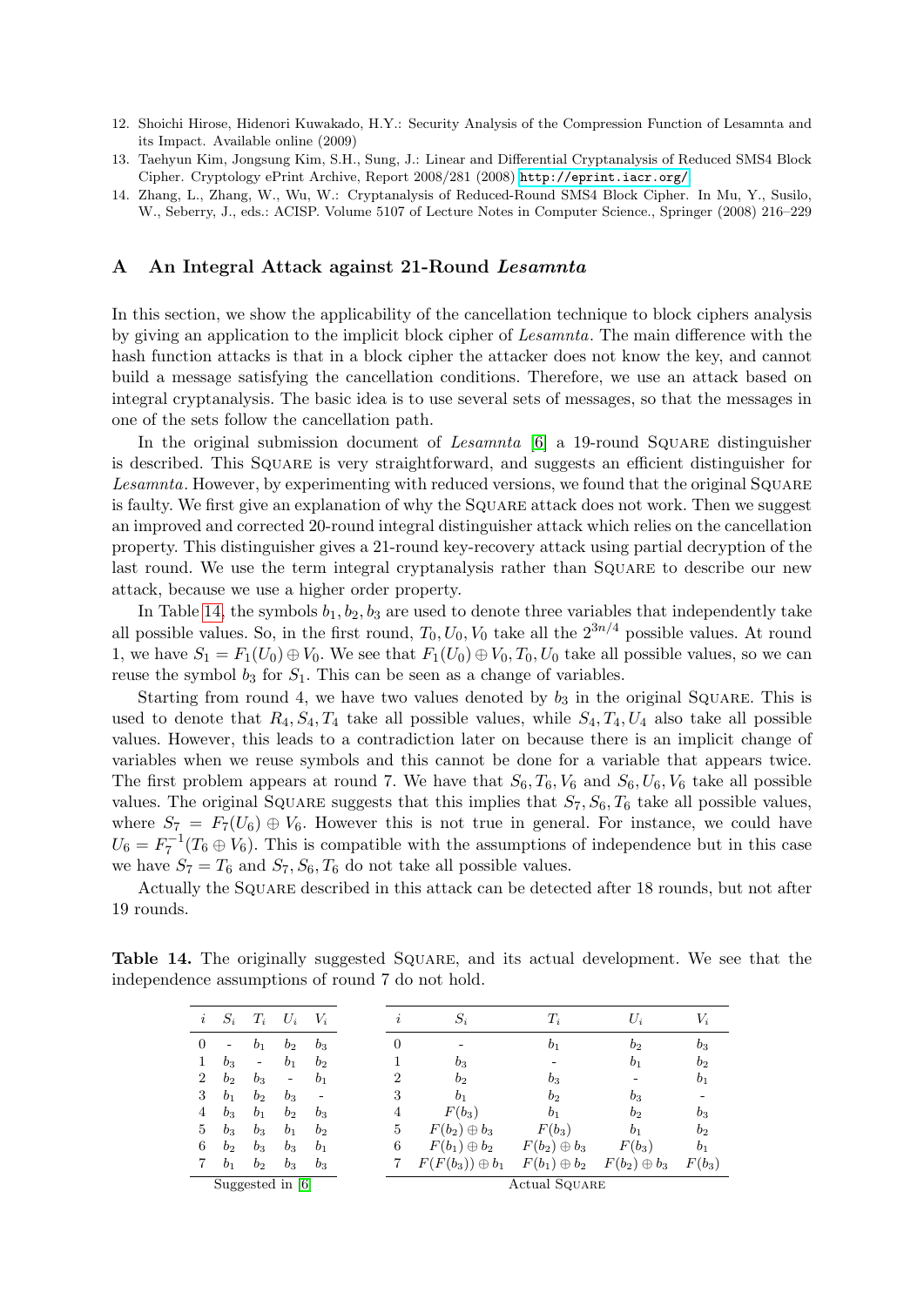12. Shoichi Hirose, Hidenori Kuwakado, H.Y.: Security Analysis of the Compression Function of Lesamnta and its Impact. Available online (2009)
13. Taehyun Kim, Jongsung Kim, S.H., Sung, J.: Linear and Differential Cryptanalysis of Reduced SMS4 Block Cipher. Cryptology ePrint Archive, Report 2008/281 (2008) http://eprint.iacr.org/
14. Zhang, L., Zhang, W., Wu, W.: Cryptanalysis of Reduced-Round SMS4 Block Cipher. In Mu, Y., Susilo, W., Seberry, J., eds.: ACISP. Volume 5107 of Lecture Notes in Computer Science., Springer (2008) 216–229

## A An Integral Attack against 21-Round *Lesamnta*

In this section, we show the applicability of the cancellation technique to block ciphers analysis by giving an application to the implicit block cipher of *Lesamnta*. The main difference with the hash function attacks is that in a block cipher the attacker does not know the key, and cannot build a message satisfying the cancellation conditions. Therefore, we use an attack based on integral cryptanalysis. The basic idea is to use several sets of messages, so that the messages in one of the sets follow the cancellation path.

In the original submission document of *Lesamnta* [6] a 19-round Square distinguisher is described. This Square is very straightforward, and suggests an efficient distinguisher for *Lesamnta*. However, by experimenting with reduced versions, we found that the original Square is faulty. We first give an explanation of why the Square attack does not work. Then we suggest an improved and corrected 20-round integral distinguisher attack which relies on the cancellation property. This distinguisher gives a 21-round key-recovery attack using partial decryption of the last round. We use the term integral cryptanalysis rather than Square to describe our new attack, because we use a higher order property.

In Table 14, the symbols $b_1, b_2, b_3$ are used to denote three variables that independently take all possible values. So, in the first round, $T_0, U_0, V_0$ take all the $2^{3n/4}$ possible values. At round 1, we have $S_1 = F_1(U_0) \oplus V_0$. We see that $F_1(U_0) \oplus V_0, T_0, U_0$ take all possible values, so we can reuse the symbol $b_3$ for $S_1$. This can be seen as a change of variables.

Starting from round 4, we have two values denoted by $b_3$ in the original Square. This is used to denote that $R_4, S_4, T_4$ take all possible values, while $S_4, T_4, U_4$ also take all possible values. However, this leads to a contradiction later on because there is an implicit change of variables when we reuse symbols and this cannot be done for a variable that appears twice. The first problem appears at round 7. We have that $S_6, T_6, V_6$ and $S_6, U_6, V_6$ take all possible values. The original Square suggests that this implies that $S_7, S_6, T_6$ take all possible values, where $S_7 = F_7(U_6) \oplus V_6$. However this is not true in general. For instance, we could have $U_6 = F_7^{-1}(T_6 \oplus V_6)$. This is compatible with the assumptions of independence but in this case we have $S_7 = T_6$ and $S_7, S_6, T_6$ do not take all possible values.

Actually the Square described in this attack can be detected after 18 rounds, but not after 19 rounds.

**Table 14.** The originally suggested Square, and its actual development. We see that the independence assumptions of round 7 do not hold.

| $i$ | $S_i$ | $T_i$ | $U_i$ | $V_i$ |
|---|---|---|---|---|
| 0 | - | $b_1$ | $b_2$ | $b_3$ |
| 1 | $b_3$ | - | $b_1$ | $b_2$ |
| 2 | $b_2$ | $b_3$ | - | $b_1$ |
| 3 | $b_1$ | $b_2$ | $b_3$ | - |
| 4 | $b_3$ | $b_1$ | $b_2$ | $b_3$ |
| 5 | $b_3$ | $b_3$ | $b_1$ | $b_2$ |
| 6 | $b_2$ | $b_3$ | $b_3$ | $b_1$ |
| 7 | $b_1$ | $b_2$ | $b_3$ | $b_3$ |

Suggested in [6]

| $i$ | $S_i$ | $T_i$ | $U_i$ | $V_i$ |
|---|---|---|---|---|
| 0 | - | $b_1$ | $b_2$ | $b_3$ |
| 1 | $b_3$ | - | $b_1$ | $b_2$ |
| 2 | $b_2$ | $b_3$ | - | $b_1$ |
| 3 | $b_1$ | $b_2$ | $b_3$ | - |
| 4 | $F(b_3)$ | $b_1$ | $b_2$ | $b_3$ |
| 5 | $F(b_2) \oplus b_3$ | $F(b_3)$ | $b_1$ | $b_2$ |
| 6 | $F(b_1) \oplus b_2$ | $F(b_2) \oplus b_3$ | $F(b_3)$ | $b_1$ |
| 7 | $F(F(b_3)) \oplus b_1$ | $F(b_1) \oplus b_2$ | $F(b_2) \oplus b_3$ | $F(b_3)$ |

Actual Square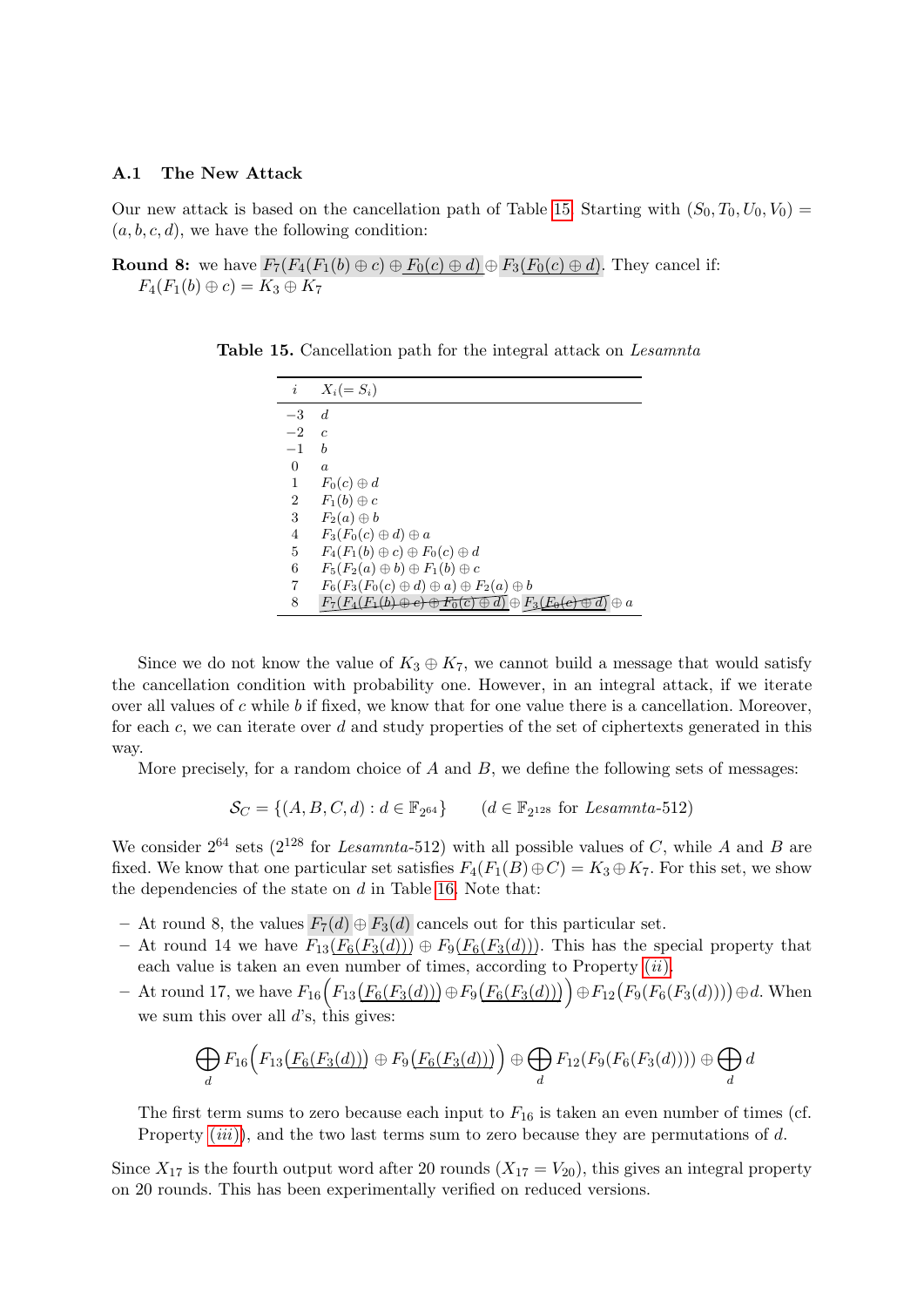### A.1 The New Attack

Our new attack is based on the cancellation path of Table 15. Starting with $(S_0, T_0, U_0, V_0) = (a, b, c, d)$, we have the following condition:

**Round 8:** we have $F_7(F_4(F_1(b) \oplus c) \oplus \underline{F_0(c) \oplus d}) \oplus F_3(\underline{F_0(c) \oplus d})$. They cancel if: $F_4(F_1(b) \oplus c) = K_3 \oplus K_7$

**Table 15.** Cancellation path for the integral attack on *Lesamnta*

| $i$ | $X_i(= S_i)$ |
|---|---|
| $-3$ | $d$ |
| $-2$ | $c$ |
| $-1$ | $b$ |
| $0$ | $a$ |
| $1$ | $F_0(c) \oplus d$ |
| $2$ | $F_1(b) \oplus c$ |
| $3$ | $F_2(a) \oplus b$ |
| $4$ | $F_3(F_0(c) \oplus d) \oplus a$ |
| $5$ | $F_4(F_1(b) \oplus c) \oplus F_0(c) \oplus d$ |
| $6$ | $F_5(F_2(a) \oplus b) \oplus F_1(b) \oplus c$ |
| $7$ | $F_6(F_3(F_0(c) \oplus d) \oplus a) \oplus F_2(a) \oplus b$ |
| $8$ | $F_7(F_4(F_1(b) \oplus c) \oplus \underline{F_0(c) \oplus d}) \oplus F_3(\underline{F_0(c) \oplus d}) \oplus a$ |

Since we do not know the value of $K_3 \oplus K_7$, we cannot build a message that would satisfy the cancellation condition with probability one. However, in an integral attack, if we iterate over all values of $c$ while $b$ if fixed, we know that for one value there is a cancellation. Moreover, for each $c$, we can iterate over $d$ and study properties of the set of ciphertexts generated in this way.

More precisely, for a random choice of $A$ and $B$, we define the following sets of messages:

$$\mathcal{S}_C = \{(A, B, C, d) : d \in \mathbb{F}_{2^{64}}\} \qquad (d \in \mathbb{F}_{2^{128}} \text{ for } \textit{Lesamnta}\text{-512})$$

We consider $2^{64}$ sets ($2^{128}$ for *Lesamnta*-512) with all possible values of $C$, while $A$ and $B$ are fixed. We know that one particular set satisfies $F_4(F_1(B) \oplus C) = K_3 \oplus K_7$. For this set, we show the dependencies of the state on $d$ in Table 16. Note that:

- At round 8, the values $F_7(d) \oplus F_3(d)$ cancels out for this particular set.
- At round 14 we have $F_{13}(\underline{F_6(F_3(d))}) \oplus F_9(\underline{F_6(F_3(d))})$. This has the special property that each value is taken an even number of times, according to Property $(ii)$.
- At round 17, we have $F_{16}\Big(F_{13}\big(\underline{F_6(F_3(d))}\big) \oplus F_9\big(\underline{F_6(F_3(d))}\big)\Big) \oplus F_{12}\big(F_9(F_6(F_3(d)))\big) \oplus d$. When we sum this over all $d$'s, this gives:

$$\bigoplus_d F_{16}\Big(F_{13}\big(\underline{F_6(F_3(d))}\big) \oplus F_9\big(\underline{F_6(F_3(d))}\big)\Big) \oplus \bigoplus_d F_{12}(F_9(F_6(F_3(d)))) \oplus \bigoplus_d d$$

  The first term sums to zero because each input to $F_{16}$ is taken an even number of times (cf. Property $(iii)$), and the two last terms sum to zero because they are permutations of $d$.

Since $X_{17}$ is the fourth output word after 20 rounds ($X_{17} = V_{20}$), this gives an integral property on 20 rounds. This has been experimentally verified on reduced versions.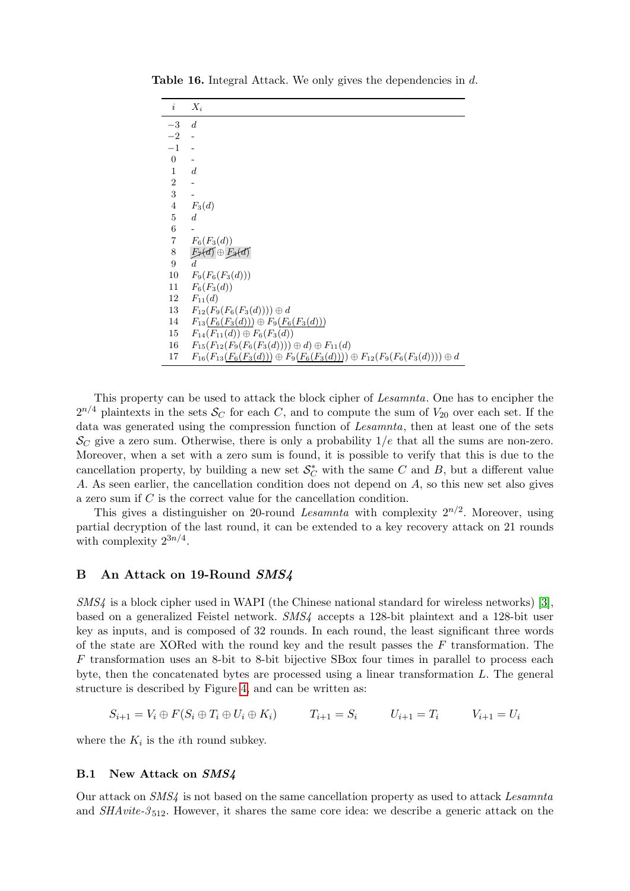**Table 16.** Integral Attack. We only gives the dependencies in $d$.

| $i$ | $X_i$ |
|---|---|
| $-3$ | $d$ |
| $-2$ | - |
| $-1$ | - |
| $0$ | - |
| $1$ | $d$ |
| $2$ | - |
| $3$ | - |
| $4$ | $F_3(d)$ |
| $5$ | $d$ |
| $6$ | - |
| $7$ | $F_6(F_3(d))$ |
| $8$ | $\cancel{F_7(d)} \oplus \cancel{F_3(d)}$ |
| $9$ | $d$ |
| $10$ | $F_9(F_6(F_3(d)))$ |
| $11$ | $F_6(F_3(d))$ |
| $12$ | $F_{11}(d)$ |
| $13$ | $F_{12}(F_9(F_6(F_3(d)))) \oplus d$ |
| $14$ | $F_{13}(\underline{F_6(F_3(d))}) \oplus F_9(\underline{F_6(F_3(d))})$ |
| $15$ | $F_{14}(F_{11}(d)) \oplus F_6(F_3(d))$ |
| $16$ | $F_{15}(F_{12}(F_9(F_6(F_3(d)))) \oplus d) \oplus F_{11}(d)$ |
| $17$ | $F_{16}(F_{13}(\underline{F_6(F_3(d))}) \oplus F_9(\underline{F_6(F_3(d))})) \oplus F_{12}(F_9(F_6(F_3(d)))) \oplus d$ |

This property can be used to attack the block cipher of *Lesamnta*. One has to encipher the $2^{n/4}$ plaintexts in the sets $\mathcal{S}_C$ for each $C$, and to compute the sum of $V_{20}$ over each set. If the data was generated using the compression function of *Lesamnta*, then at least one of the sets $\mathcal{S}_C$ give a zero sum. Otherwise, there is only a probability $1/e$ that all the sums are non-zero. Moreover, when a set with a zero sum is found, it is possible to verify that this is due to the cancellation property, by building a new set $\mathcal{S}_C^*$ with the same $C$ and $B$, but a different value $A$. As seen earlier, the cancellation condition does not depend on $A$, so this new set also gives a zero sum if $C$ is the correct value for the cancellation condition.

This gives a distinguisher on 20-round *Lesamnta* with complexity $2^{n/2}$. Moreover, using partial decryption of the last round, it can be extended to a key recovery attack on 21 rounds with complexity $2^{3n/4}$.

## B An Attack on 19-Round *SMS4*

*SMS4* is a block cipher used in WAPI (the Chinese national standard for wireless networks) [3], based on a generalized Feistel network. *SMS4* accepts a 128-bit plaintext and a 128-bit user key as inputs, and is composed of 32 rounds. In each round, the least significant three words of the state are XORed with the round key and the result passes the $F$ transformation. The $F$ transformation uses an 8-bit to 8-bit bijective SBox four times in parallel to process each byte, then the concatenated bytes are processed using a linear transformation $L$. The general structure is described by Figure 4, and can be written as:

$$S_{i+1} = V_i \oplus F(S_i \oplus T_i \oplus U_i \oplus K_i) \qquad T_{i+1} = S_i \qquad U_{i+1} = T_i \qquad V_{i+1} = U_i$$

where the $K_i$ is the $i$th round subkey.

### B.1 New Attack on *SMS4*

Our attack on *SMS4* is not based on the same cancellation property as used to attack *Lesamnta* and *SHAvite-3*$_{512}$. However, it shares the same core idea: we describe a generic attack on the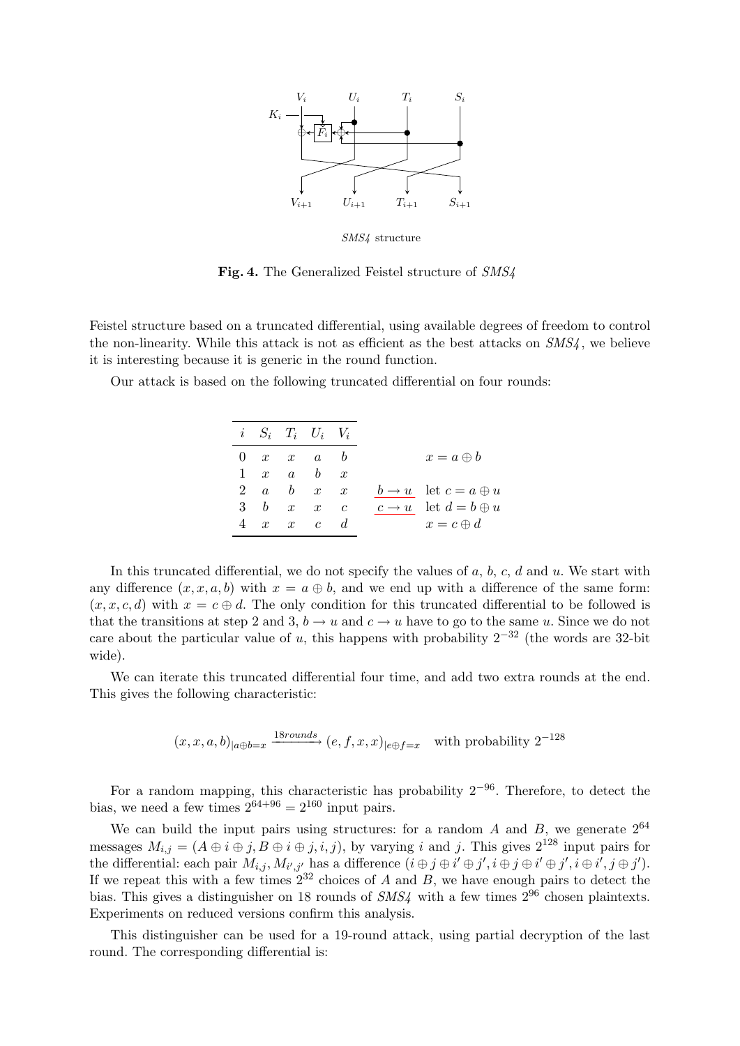*SMS4* structure

**Fig. 4.** The Generalized Feistel structure of *SMS4*

Feistel structure based on a truncated differential, using available degrees of freedom to control the non-linearity. While this attack is not as efficient as the best attacks on *SMS4*, we believe it is interesting because it is generic in the round function.

Our attack is based on the following truncated differential on four rounds:

| $i$ | $S_i$ | $T_i$ | $U_i$ | $V_i$ | | |
|---|---|---|---|---|---|---|
| 0 | $x$ | $x$ | $a$ | $b$ | | $x = a \oplus b$ |
| 1 | $x$ | $a$ | $b$ | $x$ | | |
| 2 | $a$ | $b$ | $x$ | $x$ | $\underline{b \to u}$ | let $c = a \oplus u$ |
| 3 | $b$ | $x$ | $x$ | $c$ | $\underline{c \to u}$ | let $d = b \oplus u$ |
| 4 | $x$ | $x$ | $c$ | $d$ | | $x = c \oplus d$ |

In this truncated differential, we do not specify the values of $a$, $b$, $c$, $d$ and $u$. We start with any difference $(x, x, a, b)$ with $x = a \oplus b$, and we end up with a difference of the same form: $(x, x, c, d)$ with $x = c \oplus d$. The only condition for this truncated differential to be followed is that the transitions at step 2 and 3, $b \to u$ and $c \to u$ have to go to the same $u$. Since we do not care about the particular value of $u$, this happens with probability $2^{-32}$ (the words are 32-bit wide).

We can iterate this truncated differential four time, and add two extra rounds at the end. This gives the following characteristic:

$$(x, x, a, b)_{|a \oplus b = x} \xrightarrow{18 rounds} (e, f, x, x)_{|e \oplus f = x} \quad \text{with probability } 2^{-128}$$

For a random mapping, this characteristic has probability $2^{-96}$. Therefore, to detect the bias, we need a few times $2^{64+96} = 2^{160}$ input pairs.

We can build the input pairs using structures: for a random $A$ and $B$, we generate $2^{64}$ messages $M_{i,j} = (A \oplus i \oplus j, B \oplus i \oplus j, i, j)$, by varying $i$ and $j$. This gives $2^{128}$ input pairs for the differential: each pair $M_{i,j}, M_{i',j'}$ has a difference $(i \oplus j \oplus i' \oplus j', i \oplus j \oplus i' \oplus j', i \oplus i', j \oplus j')$. If we repeat this with a few times $2^{32}$ choices of $A$ and $B$, we have enough pairs to detect the bias. This gives a distinguisher on 18 rounds of *SMS4* with a few times $2^{96}$ chosen plaintexts. Experiments on reduced versions confirm this analysis.

This distinguisher can be used for a 19-round attack, using partial decryption of the last round. The corresponding differential is: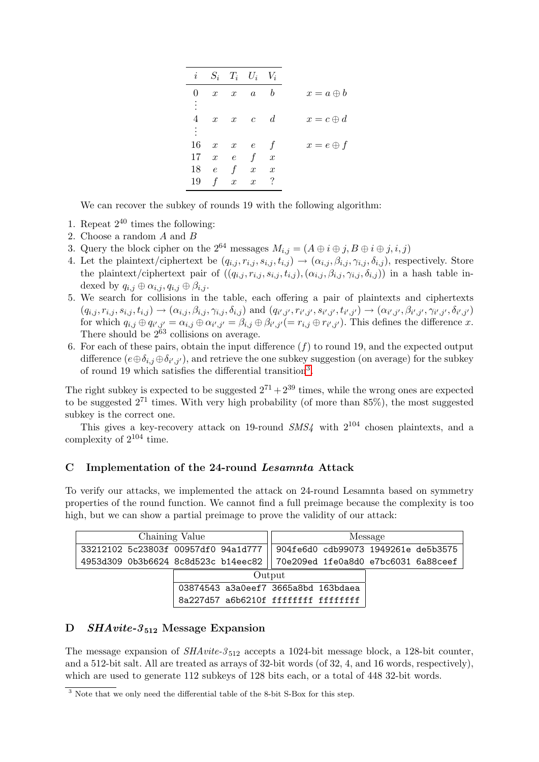| $i$ | $S_i$ | $T_i$ | $U_i$ | $V_i$ | |
|---|---|---|---|---|---|
| 0 | $x$ | $x$ | $a$ | $b$ | $x = a \oplus b$ |
| $\vdots$ | | | | | |
| 4 | $x$ | $x$ | $c$ | $d$ | $x = c \oplus d$ |
| $\vdots$ | | | | | |
| 16 | $x$ | $x$ | $e$ | $f$ | $x = e \oplus f$ |
| 17 | $x$ | $e$ | $f$ | $x$ | |
| 18 | $e$ | $f$ | $x$ | $x$ | |
| 19 | $f$ | $x$ | $x$ | ? | |

We can recover the subkey of rounds 19 with the following algorithm:

1. Repeat $2^{40}$ times the following:
2. Choose a random $A$ and $B$
3. Query the block cipher on the $2^{64}$ messages $M_{i,j} = (A \oplus i \oplus j, B \oplus i \oplus j, i, j)$
4. Let the plaintext/ciphertext be $(q_{i,j}, r_{i,j}, s_{i,j}, t_{i,j}) \to (\alpha_{i,j}, \beta_{i,j}, \gamma_{i,j}, \delta_{i,j})$, respectively. Store the plaintext/ciphertext pair of $((q_{i,j}, r_{i,j}, s_{i,j}, t_{i,j}), (\alpha_{i,j}, \beta_{i,j}, \gamma_{i,j}, \delta_{i,j}))$ in a hash table indexed by $q_{i,j} \oplus \alpha_{i,j}, q_{i,j} \oplus \beta_{i,j}$.
5. We search for collisions in the table, each offering a pair of plaintexts and ciphertexts $(q_{i,j}, r_{i,j}, s_{i,j}, t_{i,j}) \to (\alpha_{i,j}, \beta_{i,j}, \gamma_{i,j}, \delta_{i,j})$ and $(q_{i',j'}, r_{i',j'}, s_{i',j'}, t_{i',j'}) \to (\alpha_{i',j'}, \beta_{i',j'}, \gamma_{i',j'}, \delta_{i',j'})$ for which $q_{i,j} \oplus q_{i',j'} = \alpha_{i,j} \oplus \alpha_{i',j'} = \beta_{i,j} \oplus \beta_{i',j'} (= r_{i,j} \oplus r_{i',j'})$. This defines the difference $x$. There should be $2^{63}$ collisions on average.
6. For each of these pairs, obtain the input difference $(f)$ to round 19, and the expected output difference $(e \oplus \delta_{i,j} \oplus \delta_{i',j'})$, and retrieve the one subkey suggestion (on average) for the subkey of round 19 which satisfies the differential transition[3].

The right subkey is expected to be suggested $2^{71} + 2^{39}$ times, while the wrong ones are expected to be suggested $2^{71}$ times. With very high probability (of more than 85%), the most suggested subkey is the correct one.

This gives a key-recovery attack on 19-round *SMS4* with $2^{104}$ chosen plaintexts, and a complexity of $2^{104}$ time.

## C Implementation of the 24-round *Lesamnta* Attack

To verify our attacks, we implemented the attack on 24-round Lesamnta based on symmetry properties of the round function. We cannot find a full preimage because the complexity is too high, but we can show a partial preimage to prove the validity of our attack:

| Chaining Value | Message |
|---|---|
| `33212102 5c23803f 00957df0 94a1d777` | `904fe6d0 cdb99073 1949261e de5b3575` |
| `4953d309 0b3b6624 8c8d523c b14eec82` | `70e209ed 1fe0a8d0 e7bc6031 6a88ceef` |

| Output |
|---|
| `03874543 a3a0eef7 3665a8bd 163bdaea` |
| `8a227d57 a6b6210f ffffffff ffffffff` |

## D *SHAvite-3*$_{512}$ Message Expansion

The message expansion of *SHAvite-3*$_{512}$ accepts a 1024-bit message block, a 128-bit counter, and a 512-bit salt. All are treated as arrays of 32-bit words (of 32, 4, and 16 words, respectively), which are used to generate 112 subkeys of 128 bits each, or a total of 448 32-bit words.

[3] Note that we only need the differential table of the 8-bit S-Box for this step.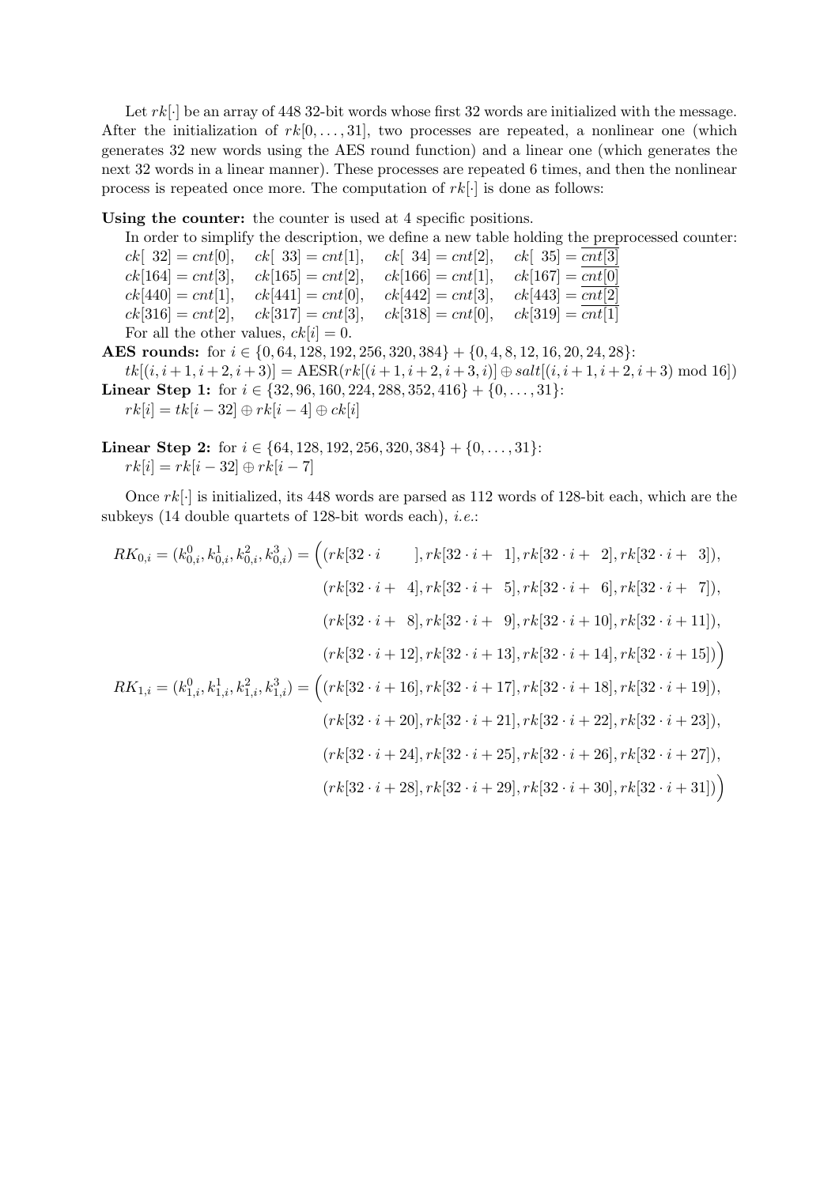Let $rk[\cdot]$ be an array of 448 32-bit words whose first 32 words are initialized with the message. After the initialization of $rk[0,\ldots,31]$, two processes are repeated, a nonlinear one (which generates 32 new words using the AES round function) and a linear one (which generates the next 32 words in a linear manner). These processes are repeated 6 times, and then the nonlinear process is repeated once more. The computation of $rk[\cdot]$ is done as follows:

**Using the counter:** the counter is used at 4 specific positions.

In order to simplify the description, we define a new table holding the preprocessed counter:

$ck[\ 32] = cnt[0]$, $ck[\ 33] = cnt[1]$, $ck[\ 34] = cnt[2]$, $ck[\ 35] = \overline{cnt[3]}$

$ck[164] = cnt[3]$, $ck[165] = cnt[2]$, $ck[166] = cnt[1]$, $ck[167] = \overline{cnt[0]}$

$ck[440] = cnt[1]$, $ck[441] = cnt[0]$, $ck[442] = cnt[3]$, $ck[443] = \overline{cnt[2]}$

$ck[316] = cnt[2]$, $ck[317] = cnt[3]$, $ck[318] = cnt[0]$, $ck[319] = \overline{cnt[1]}$

For all the other values, $ck[i] = 0$.

**AES rounds:** for $i \in \{0, 64, 128, 192, 256, 320, 384\} + \{0, 4, 8, 12, 16, 20, 24, 28\}$:

$tk[(i, i+1, i+2, i+3)] = \text{AESR}(rk[(i+1, i+2, i+3, i)] \oplus salt[(i, i+1, i+2, i+3) \bmod 16])$

**Linear Step 1:** for $i \in \{32, 96, 160, 224, 288, 352, 416\} + \{0, \ldots, 31\}$:

$rk[i] = tk[i-32] \oplus rk[i-4] \oplus ck[i]$

**Linear Step 2:** for $i \in \{64, 128, 192, 256, 320, 384\} + \{0, \ldots, 31\}$:

$rk[i] = rk[i-32] \oplus rk[i-7]$

Once $rk[\cdot]$ is initialized, its 448 words are parsed as 112 words of 128-bit each, which are the subkeys (14 double quartets of 128-bit words each), *i.e.*:

$$
\begin{aligned}
RK_{0,i} = (k^0_{0,i}, k^1_{0,i}, k^2_{0,i}, k^3_{0,i}) = \Big( & (rk[32\cdot i\ \ \ \ ], rk[32\cdot i + \ 1], rk[32\cdot i + \ 2], rk[32\cdot i + \ 3]), \\
& (rk[32\cdot i + \ 4], rk[32\cdot i + \ 5], rk[32\cdot i + \ 6], rk[32\cdot i + \ 7]), \\
& (rk[32\cdot i + \ 8], rk[32\cdot i + \ 9], rk[32\cdot i + 10], rk[32\cdot i + 11]), \\
& (rk[32\cdot i + 12], rk[32\cdot i + 13], rk[32\cdot i + 14], rk[32\cdot i + 15]) \Big) \\
RK_{1,i} = (k^0_{1,i}, k^1_{1,i}, k^2_{1,i}, k^3_{1,i}) = \Big( & (rk[32\cdot i + 16], rk[32\cdot i + 17], rk[32\cdot i + 18], rk[32\cdot i + 19]), \\
& (rk[32\cdot i + 20], rk[32\cdot i + 21], rk[32\cdot i + 22], rk[32\cdot i + 23]), \\
& (rk[32\cdot i + 24], rk[32\cdot i + 25], rk[32\cdot i + 26], rk[32\cdot i + 27]), \\
& (rk[32\cdot i + 28], rk[32\cdot i + 29], rk[32\cdot i + 30], rk[32\cdot i + 31]) \Big)
\end{aligned}
$$